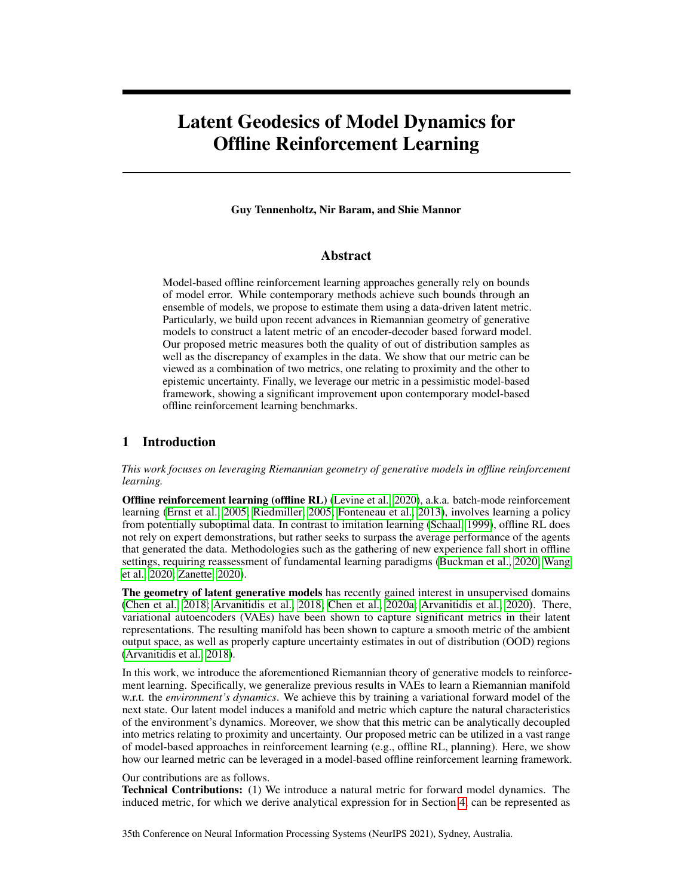# Latent Geodesics of Model Dynamics for Offline Reinforcement Learning

**Guy Tennenholtz, Nir Baram, and Shie Mannor**

## Abstract

Model-based offline reinforcement learning approaches generally rely on bounds of model error. While contemporary methods achieve such bounds through an ensemble of models, we propose to estimate them using a data-driven latent metric. Particularly, we build upon recent advances in Riemannian geometry of generative models to construct a latent metric of an encoder-decoder based forward model. Our proposed metric measures both the quality of out of distribution samples as well as the discrepancy of examples in the data. We show that our metric can be viewed as a combination of two metrics, one relating to proximity and the other to epistemic uncertainty. Finally, we leverage our metric in a pessimistic model-based framework, showing a significant improvement upon contemporary model-based offline reinforcement learning benchmarks.

## 1 Introduction

*This work focuses on leveraging Riemannian geometry of generative models in offline reinforcement learning.*

**Offline reinforcement learning (offline RL)** (Levine et al., 2020), a.k.a. batch-mode reinforcement learning (Ernst et al., 2005; Riedmiller, 2005; Fonteneau et al., 2013), involves learning a policy from potentially suboptimal data. In contrast to imitation learning (Schaal, 1999), offline RL does not rely on expert demonstrations, but rather seeks to surpass the average performance of the agents that generated the data. Methodologies such as the gathering of new experience fall short in offline settings, requiring reassessment of fundamental learning paradigms (Buckman et al., 2020; Wang et al., 2020; Zanette, 2020).

**The geometry of latent generative models** has recently gained interest in unsupervised domains (Chen et al., 2018; Arvanitidis et al., 2018; Chen et al., 2020a; Arvanitidis et al., 2020). There, variational autoencoders (VAEs) have been shown to capture significant metrics in their latent representations. The resulting manifold has been shown to capture a smooth metric of the ambient output space, as well as properly capture uncertainty estimates in out of distribution (OOD) regions (Arvanitidis et al., 2018).

In this work, we introduce the aforementioned Riemannian theory of generative models to reinforcement learning. Specifically, we generalize previous results in VAEs to learn a Riemannian manifold w.r.t. the *environment's dynamics*. We achieve this by training a variational forward model of the next state. Our latent model induces a manifold and metric which capture the natural characteristics of the environment's dynamics. Moreover, we show that this metric can be analytically decoupled into metrics relating to proximity and uncertainty. Our proposed metric can be utilized in a vast range of model-based approaches in reinforcement learning (e.g., offline RL, planning). Here, we show how our learned metric can be leveraged in a model-based offline reinforcement learning framework.

Our contributions are as follows.

**Technical Contributions:** (1) We introduce a natural metric for forward model dynamics. The induced metric, for which we derive analytical expression for in Section 4, can be represented as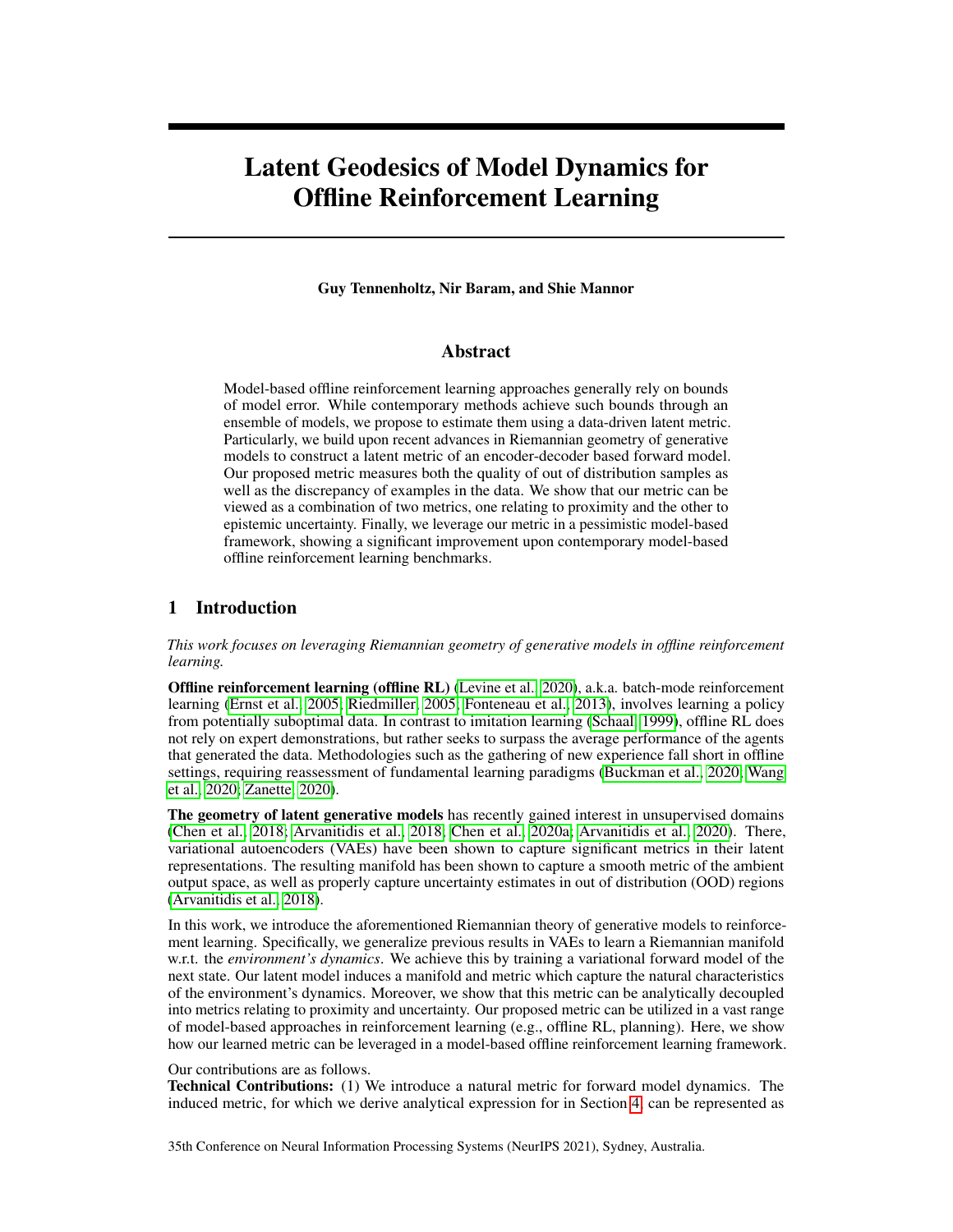# Latent Geodesics of Model Dynamics for Offline Reinforcement Learning

**Guy Tennenholtz, Nir Baram, and Shie Mannor**

## Abstract

Model-based offline reinforcement learning approaches generally rely on bounds of model error. While contemporary methods achieve such bounds through an ensemble of models, we propose to estimate them using a data-driven latent metric. Particularly, we build upon recent advances in Riemannian geometry of generative models to construct a latent metric of an encoder-decoder based forward model. Our proposed metric measures both the quality of out of distribution samples as well as the discrepancy of examples in the data. We show that our metric can be viewed as a combination of two metrics, one relating to proximity and the other to epistemic uncertainty. Finally, we leverage our metric in a pessimistic model-based framework, showing a significant improvement upon contemporary model-based offline reinforcement learning benchmarks.

## 1 Introduction

*This work focuses on leveraging Riemannian geometry of generative models in offline reinforcement learning.*

**Offline reinforcement learning (offline RL)** (Levine et al., 2020), a.k.a. batch-mode reinforcement learning (Ernst et al., 2005; Riedmiller, 2005; Fonteneau et al., 2013), involves learning a policy from potentially suboptimal data. In contrast to imitation learning (Schaal, 1999), offline RL does not rely on expert demonstrations, but rather seeks to surpass the average performance of the agents that generated the data. Methodologies such as the gathering of new experience fall short in offline settings, requiring reassessment of fundamental learning paradigms (Buckman et al., 2020; Wang et al., 2020; Zanette, 2020).

**The geometry of latent generative models** has recently gained interest in unsupervised domains (Chen et al., 2018; Arvanitidis et al., 2018; Chen et al., 2020a; Arvanitidis et al., 2020). There, variational autoencoders (VAEs) have been shown to capture significant metrics in their latent representations. The resulting manifold has been shown to capture a smooth metric of the ambient output space, as well as properly capture uncertainty estimates in out of distribution (OOD) regions (Arvanitidis et al., 2018).

In this work, we introduce the aforementioned Riemannian theory of generative models to reinforcement learning. Specifically, we generalize previous results in VAEs to learn a Riemannian manifold w.r.t. the *environment's dynamics*. We achieve this by training a variational forward model of the next state. Our latent model induces a manifold and metric which capture the natural characteristics of the environment's dynamics. Moreover, we show that this metric can be analytically decoupled into metrics relating to proximity and uncertainty. Our proposed metric can be utilized in a vast range of model-based approaches in reinforcement learning (e.g., offline RL, planning). Here, we show how our learned metric can be leveraged in a model-based offline reinforcement learning framework.

Our contributions are as follows.

**Technical Contributions:** (1) We introduce a natural metric for forward model dynamics. The induced metric, for which we derive analytical expression for in Section 4, can be represented as

35th Conference on Neural Information Processing Systems (NeurIPS 2021), Sydney, Australia.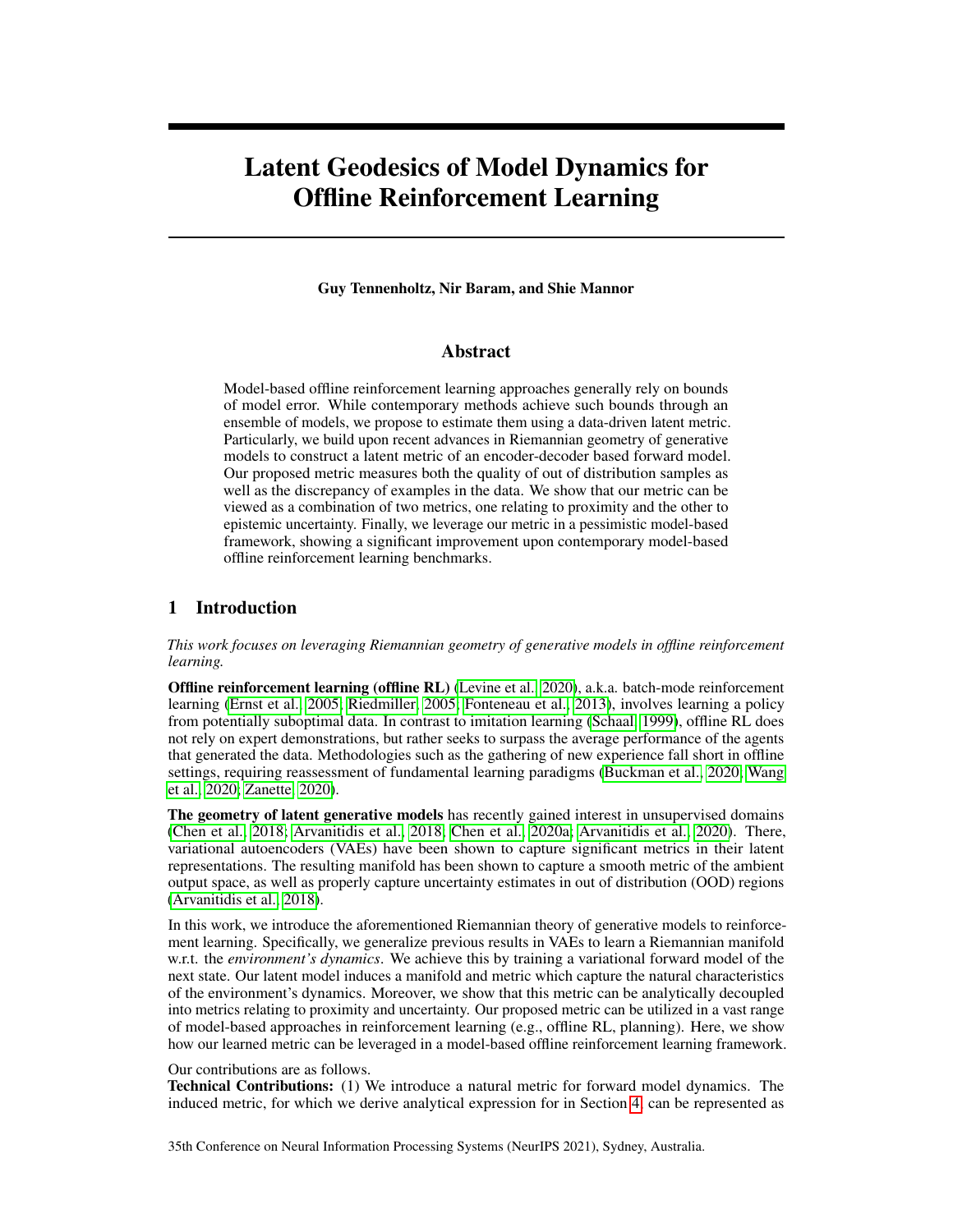# Latent Geodesics of Model Dynamics for Offline Reinforcement Learning

**Guy Tennenholtz, Nir Baram, and Shie Mannor**

## Abstract

Model-based offline reinforcement learning approaches generally rely on bounds of model error. While contemporary methods achieve such bounds through an ensemble of models, we propose to estimate them using a data-driven latent metric. Particularly, we build upon recent advances in Riemannian geometry of generative models to construct a latent metric of an encoder-decoder based forward model. Our proposed metric measures both the quality of out of distribution samples as well as the discrepancy of examples in the data. We show that our metric can be viewed as a combination of two metrics, one relating to proximity and the other to epistemic uncertainty. Finally, we leverage our metric in a pessimistic model-based framework, showing a significant improvement upon contemporary model-based offline reinforcement learning benchmarks.

## 1 Introduction

*This work focuses on leveraging Riemannian geometry of generative models in offline reinforcement learning.*

**Offline reinforcement learning (offline RL)** (Levine et al., 2020), a.k.a. batch-mode reinforcement learning (Ernst et al., 2005; Riedmiller, 2005; Fonteneau et al., 2013), involves learning a policy from potentially suboptimal data. In contrast to imitation learning (Schaal, 1999), offline RL does not rely on expert demonstrations, but rather seeks to surpass the average performance of the agents that generated the data. Methodologies such as the gathering of new experience fall short in offline settings, requiring reassessment of fundamental learning paradigms (Buckman et al., 2020; Wang et al., 2020; Zanette, 2020).

**The geometry of latent generative models** has recently gained interest in unsupervised domains (Chen et al., 2018; Arvanitidis et al., 2018; Chen et al., 2020a; Arvanitidis et al., 2020). There, variational autoencoders (VAEs) have been shown to capture significant metrics in their latent representations. The resulting manifold has been shown to capture a smooth metric of the ambient output space, as well as properly capture uncertainty estimates in out of distribution (OOD) regions (Arvanitidis et al., 2018).

In this work, we introduce the aforementioned Riemannian theory of generative models to reinforcement learning. Specifically, we generalize previous results in VAEs to learn a Riemannian manifold w.r.t. the *environment's dynamics*. We achieve this by training a variational forward model of the next state. Our latent model induces a manifold and metric which capture the natural characteristics of the environment's dynamics. Moreover, we show that this metric can be analytically decoupled into metrics relating to proximity and uncertainty. Our proposed metric can be utilized in a vast range of model-based approaches in reinforcement learning (e.g., offline RL, planning). Here, we show how our learned metric can be leveraged in a model-based offline reinforcement learning framework.

Our contributions are as follows.

**Technical Contributions:** (1) We introduce a natural metric for forward model dynamics. The induced metric, for which we derive analytical expression for in Section 4, can be represented as

35th Conference on Neural Information Processing Systems (NeurIPS 2021), Sydney, Australia.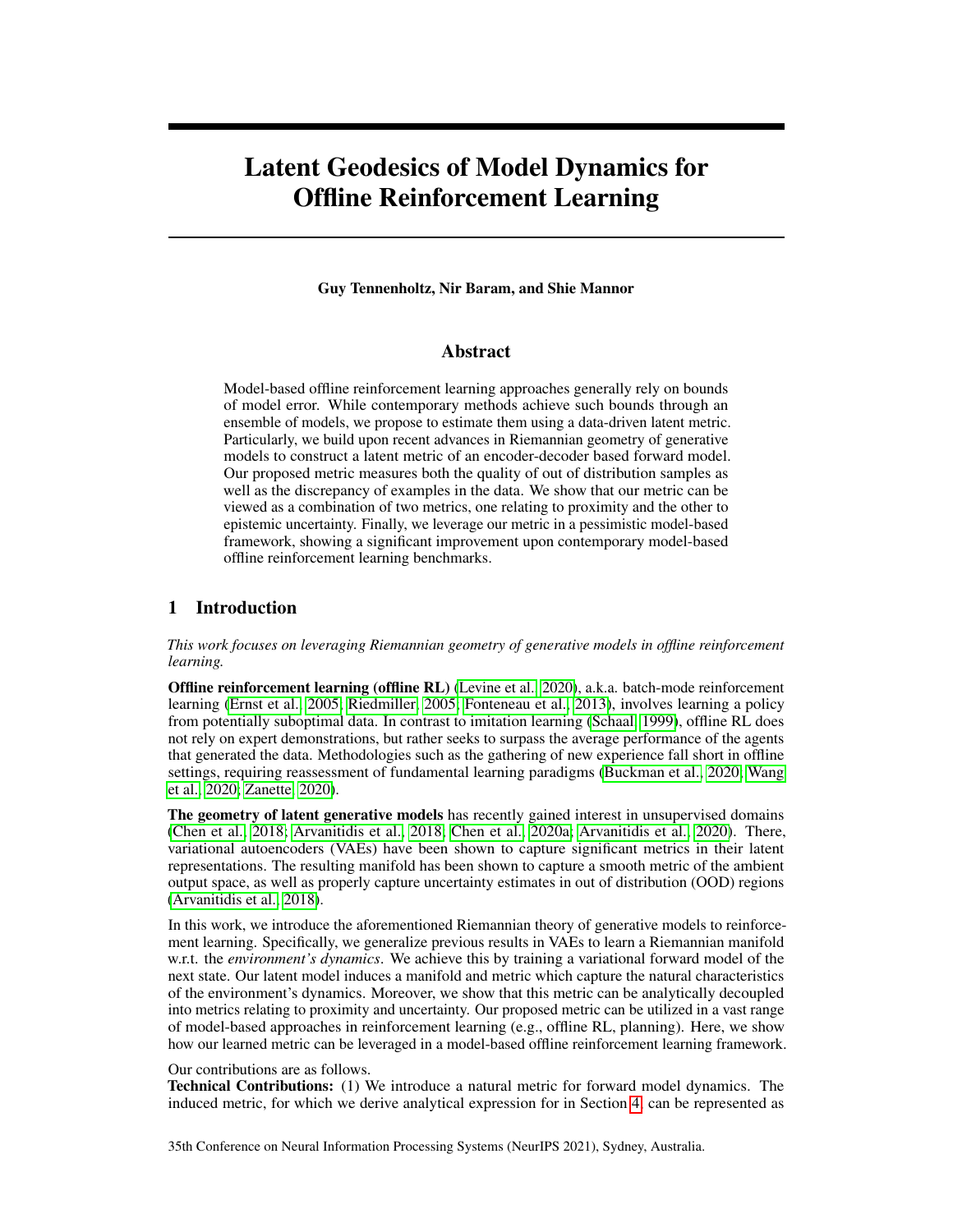# Latent Geodesics of Model Dynamics for Offline Reinforcement Learning

**Guy Tennenholtz, Nir Baram, and Shie Mannor**

## Abstract

Model-based offline reinforcement learning approaches generally rely on bounds of model error. While contemporary methods achieve such bounds through an ensemble of models, we propose to estimate them using a data-driven latent metric. Particularly, we build upon recent advances in Riemannian geometry of generative models to construct a latent metric of an encoder-decoder based forward model. Our proposed metric measures both the quality of out of distribution samples as well as the discrepancy of examples in the data. We show that our metric can be viewed as a combination of two metrics, one relating to proximity and the other to epistemic uncertainty. Finally, we leverage our metric in a pessimistic model-based framework, showing a significant improvement upon contemporary model-based offline reinforcement learning benchmarks.

## 1 Introduction

*This work focuses on leveraging Riemannian geometry of generative models in offline reinforcement learning.*

**Offline reinforcement learning (offline RL)** (Levine et al., 2020), a.k.a. batch-mode reinforcement learning (Ernst et al., 2005; Riedmiller, 2005; Fonteneau et al., 2013), involves learning a policy from potentially suboptimal data. In contrast to imitation learning (Schaal, 1999), offline RL does not rely on expert demonstrations, but rather seeks to surpass the average performance of the agents that generated the data. Methodologies such as the gathering of new experience fall short in offline settings, requiring reassessment of fundamental learning paradigms (Buckman et al., 2020; Wang et al., 2020; Zanette, 2020).

**The geometry of latent generative models** has recently gained interest in unsupervised domains (Chen et al., 2018; Arvanitidis et al., 2018; Chen et al., 2020a; Arvanitidis et al., 2020). There, variational autoencoders (VAEs) have been shown to capture significant metrics in their latent representations. The resulting manifold has been shown to capture a smooth metric of the ambient output space, as well as properly capture uncertainty estimates in out of distribution (OOD) regions (Arvanitidis et al., 2018).

In this work, we introduce the aforementioned Riemannian theory of generative models to reinforcement learning. Specifically, we generalize previous results in VAEs to learn a Riemannian manifold w.r.t. the *environment's dynamics*. We achieve this by training a variational forward model of the next state. Our latent model induces a manifold and metric which capture the natural characteristics of the environment's dynamics. Moreover, we show that this metric can be analytically decoupled into metrics relating to proximity and uncertainty. Our proposed metric can be utilized in a vast range of model-based approaches in reinforcement learning (e.g., offline RL, planning). Here, we show how our learned metric can be leveraged in a model-based offline reinforcement learning framework.

Our contributions are as follows.

**Technical Contributions:** (1) We introduce a natural metric for forward model dynamics. The induced metric, for which we derive analytical expression for in Section 4, can be represented as

35th Conference on Neural Information Processing Systems (NeurIPS 2021), Sydney, Australia.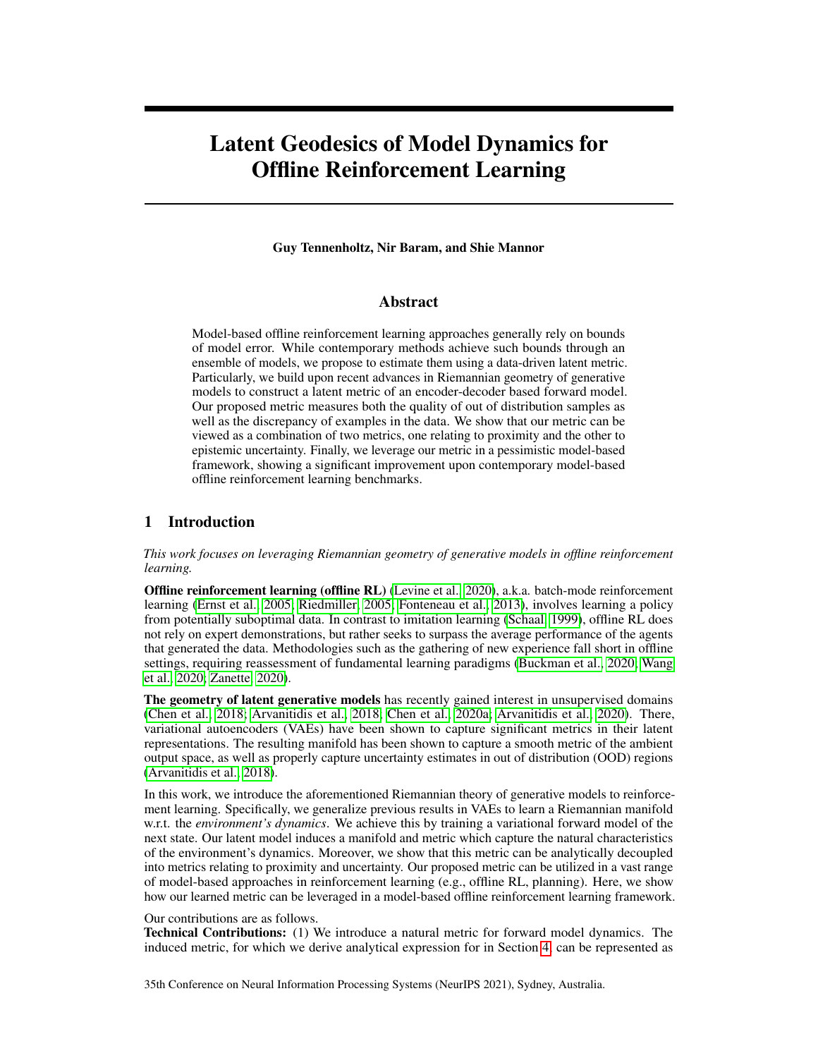# Latent Geodesics of Model Dynamics for Offline Reinforcement Learning

**Guy Tennenholtz, Nir Baram, and Shie Mannor**

## Abstract

Model-based offline reinforcement learning approaches generally rely on bounds of model error. While contemporary methods achieve such bounds through an ensemble of models, we propose to estimate them using a data-driven latent metric. Particularly, we build upon recent advances in Riemannian geometry of generative models to construct a latent metric of an encoder-decoder based forward model. Our proposed metric measures both the quality of out of distribution samples as well as the discrepancy of examples in the data. We show that our metric can be viewed as a combination of two metrics, one relating to proximity and the other to epistemic uncertainty. Finally, we leverage our metric in a pessimistic model-based framework, showing a significant improvement upon contemporary model-based offline reinforcement learning benchmarks.

## 1 Introduction

*This work focuses on leveraging Riemannian geometry of generative models in offline reinforcement learning.*

**Offline reinforcement learning (offline RL)** (Levine et al., 2020), a.k.a. batch-mode reinforcement learning (Ernst et al., 2005; Riedmiller, 2005; Fonteneau et al., 2013), involves learning a policy from potentially suboptimal data. In contrast to imitation learning (Schaal, 1999), offline RL does not rely on expert demonstrations, but rather seeks to surpass the average performance of the agents that generated the data. Methodologies such as the gathering of new experience fall short in offline settings, requiring reassessment of fundamental learning paradigms (Buckman et al., 2020; Wang et al., 2020; Zanette, 2020).

**The geometry of latent generative models** has recently gained interest in unsupervised domains (Chen et al., 2018; Arvanitidis et al., 2018; Chen et al., 2020a; Arvanitidis et al., 2020). There, variational autoencoders (VAEs) have been shown to capture significant metrics in their latent representations. The resulting manifold has been shown to capture a smooth metric of the ambient output space, as well as properly capture uncertainty estimates in out of distribution (OOD) regions (Arvanitidis et al., 2018).

In this work, we introduce the aforementioned Riemannian theory of generative models to reinforcement learning. Specifically, we generalize previous results in VAEs to learn a Riemannian manifold w.r.t. the *environment's dynamics*. We achieve this by training a variational forward model of the next state. Our latent model induces a manifold and metric which capture the natural characteristics of the environment's dynamics. Moreover, we show that this metric can be analytically decoupled into metrics relating to proximity and uncertainty. Our proposed metric can be utilized in a vast range of model-based approaches in reinforcement learning (e.g., offline RL, planning). Here, we show how our learned metric can be leveraged in a model-based offline reinforcement learning framework.

Our contributions are as follows.
**Technical Contributions:** (1) We introduce a natural metric for forward model dynamics. The induced metric, for which we derive analytical expression for in Section 4, can be represented as

35th Conference on Neural Information Processing Systems (NeurIPS 2021), Sydney, Australia.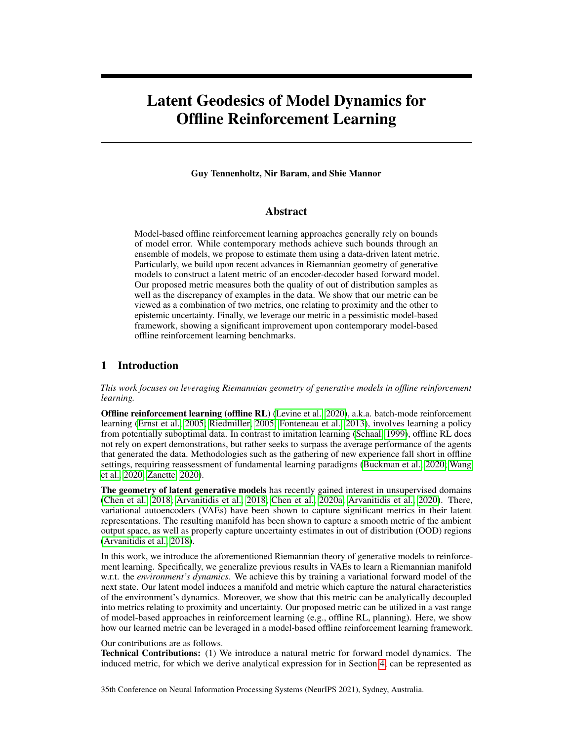# Latent Geodesics of Model Dynamics for Offline Reinforcement Learning

**Guy Tennenholtz, Nir Baram, and Shie Mannor**

## Abstract

Model-based offline reinforcement learning approaches generally rely on bounds of model error. While contemporary methods achieve such bounds through an ensemble of models, we propose to estimate them using a data-driven latent metric. Particularly, we build upon recent advances in Riemannian geometry of generative models to construct a latent metric of an encoder-decoder based forward model. Our proposed metric measures both the quality of out of distribution samples as well as the discrepancy of examples in the data. We show that our metric can be viewed as a combination of two metrics, one relating to proximity and the other to epistemic uncertainty. Finally, we leverage our metric in a pessimistic model-based framework, showing a significant improvement upon contemporary model-based offline reinforcement learning benchmarks.

## 1 Introduction

*This work focuses on leveraging Riemannian geometry of generative models in offline reinforcement learning.*

**Offline reinforcement learning (offline RL)** (Levine et al., 2020), a.k.a. batch-mode reinforcement learning (Ernst et al., 2005; Riedmiller, 2005; Fonteneau et al., 2013), involves learning a policy from potentially suboptimal data. In contrast to imitation learning (Schaal, 1999), offline RL does not rely on expert demonstrations, but rather seeks to surpass the average performance of the agents that generated the data. Methodologies such as the gathering of new experience fall short in offline settings, requiring reassessment of fundamental learning paradigms (Buckman et al., 2020; Wang et al., 2020; Zanette, 2020).

**The geometry of latent generative models** has recently gained interest in unsupervised domains (Chen et al., 2018; Arvanitidis et al., 2018; Chen et al., 2020a; Arvanitidis et al., 2020). There, variational autoencoders (VAEs) have been shown to capture significant metrics in their latent representations. The resulting manifold has been shown to capture a smooth metric of the ambient output space, as well as properly capture uncertainty estimates in out of distribution (OOD) regions (Arvanitidis et al., 2018).

In this work, we introduce the aforementioned Riemannian theory of generative models to reinforcement learning. Specifically, we generalize previous results in VAEs to learn a Riemannian manifold w.r.t. the *environment's dynamics*. We achieve this by training a variational forward model of the next state. Our latent model induces a manifold and metric which capture the natural characteristics of the environment's dynamics. Moreover, we show that this metric can be analytically decoupled into metrics relating to proximity and uncertainty. Our proposed metric can be utilized in a vast range of model-based approaches in reinforcement learning (e.g., offline RL, planning). Here, we show how our learned metric can be leveraged in a model-based offline reinforcement learning framework.

Our contributions are as follows.

**Technical Contributions:** (1) We introduce a natural metric for forward model dynamics. The induced metric, for which we derive analytical expression for in Section 4, can be represented as

35th Conference on Neural Information Processing Systems (NeurIPS 2021), Sydney, Australia.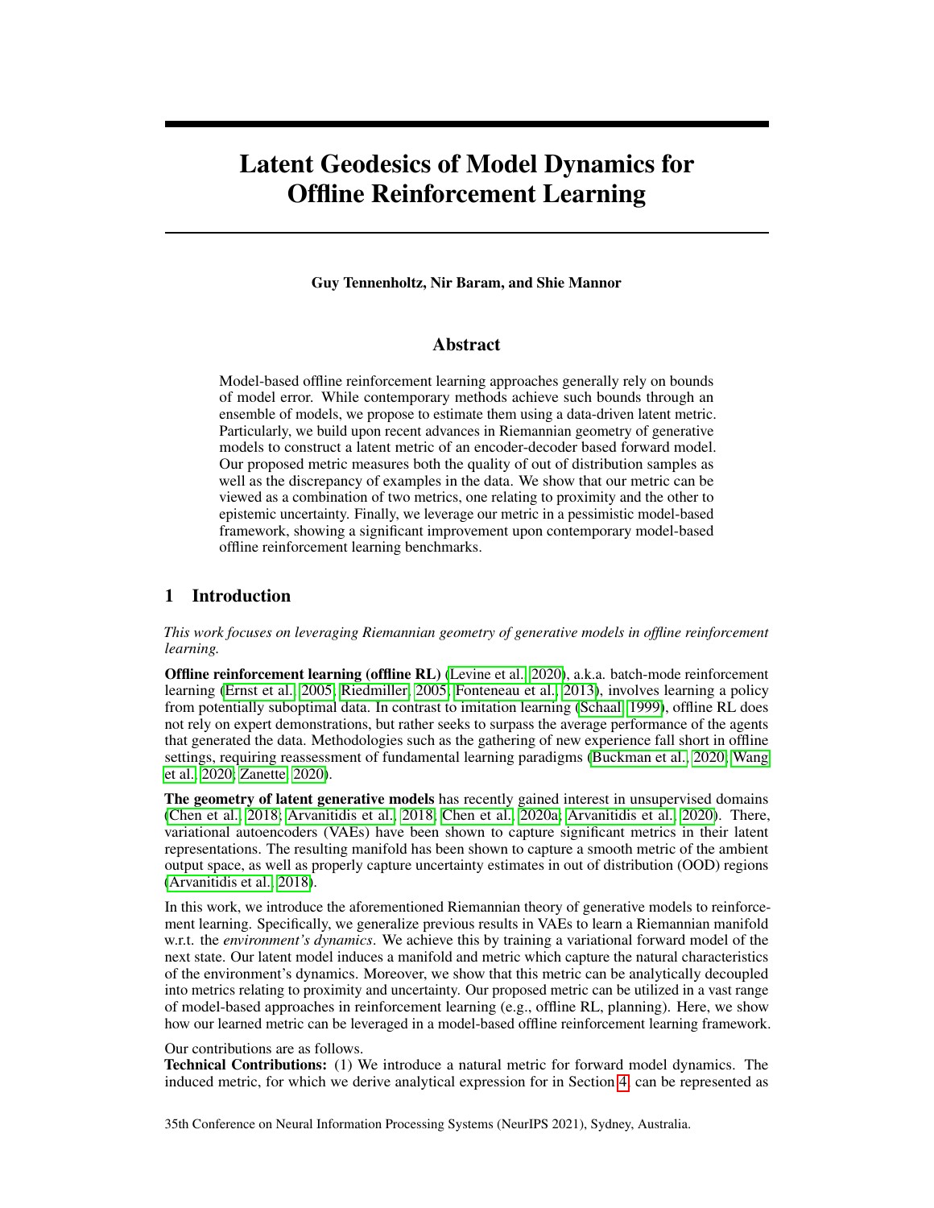# Latent Geodesics of Model Dynamics for Offline Reinforcement Learning

**Guy Tennenholtz, Nir Baram, and Shie Mannor**

## Abstract

Model-based offline reinforcement learning approaches generally rely on bounds of model error. While contemporary methods achieve such bounds through an ensemble of models, we propose to estimate them using a data-driven latent metric. Particularly, we build upon recent advances in Riemannian geometry of generative models to construct a latent metric of an encoder-decoder based forward model. Our proposed metric measures both the quality of out of distribution samples as well as the discrepancy of examples in the data. We show that our metric can be viewed as a combination of two metrics, one relating to proximity and the other to epistemic uncertainty. Finally, we leverage our metric in a pessimistic model-based framework, showing a significant improvement upon contemporary model-based offline reinforcement learning benchmarks.

## 1 Introduction

*This work focuses on leveraging Riemannian geometry of generative models in offline reinforcement learning.*

**Offline reinforcement learning (offline RL)** (Levine et al., 2020), a.k.a. batch-mode reinforcement learning (Ernst et al., 2005; Riedmiller, 2005; Fonteneau et al., 2013), involves learning a policy from potentially suboptimal data. In contrast to imitation learning (Schaal, 1999), offline RL does not rely on expert demonstrations, but rather seeks to surpass the average performance of the agents that generated the data. Methodologies such as the gathering of new experience fall short in offline settings, requiring reassessment of fundamental learning paradigms (Buckman et al., 2020; Wang et al., 2020; Zanette, 2020).

**The geometry of latent generative models** has recently gained interest in unsupervised domains (Chen et al., 2018; Arvanitidis et al., 2018; Chen et al., 2020a; Arvanitidis et al., 2020). There, variational autoencoders (VAEs) have been shown to capture significant metrics in their latent representations. The resulting manifold has been shown to capture a smooth metric of the ambient output space, as well as properly capture uncertainty estimates in out of distribution (OOD) regions (Arvanitidis et al., 2018).

In this work, we introduce the aforementioned Riemannian theory of generative models to reinforcement learning. Specifically, we generalize previous results in VAEs to learn a Riemannian manifold w.r.t. the *environment's dynamics*. We achieve this by training a variational forward model of the next state. Our latent model induces a manifold and metric which capture the natural characteristics of the environment's dynamics. Moreover, we show that this metric can be analytically decoupled into metrics relating to proximity and uncertainty. Our proposed metric can be utilized in a vast range of model-based approaches in reinforcement learning (e.g., offline RL, planning). Here, we show how our learned metric can be leveraged in a model-based offline reinforcement learning framework.

Our contributions are as follows.

**Technical Contributions:** (1) We introduce a natural metric for forward model dynamics. The induced metric, for which we derive analytical expression for in Section 4, can be represented as

35th Conference on Neural Information Processing Systems (NeurIPS 2021), Sydney, Australia.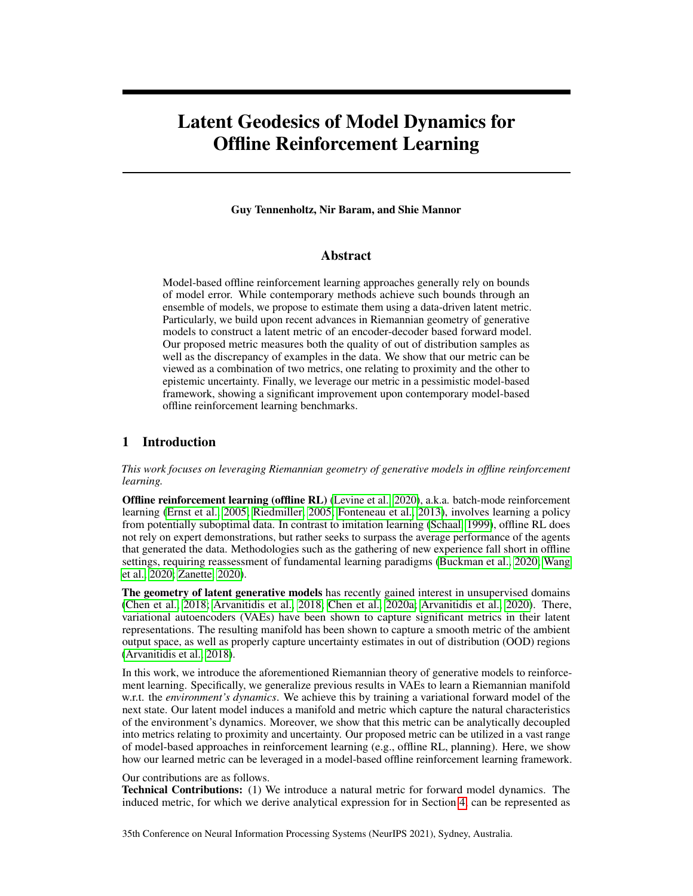# Latent Geodesics of Model Dynamics for Offline Reinforcement Learning

**Guy Tennenholtz, Nir Baram, and Shie Mannor**

## Abstract

Model-based offline reinforcement learning approaches generally rely on bounds of model error. While contemporary methods achieve such bounds through an ensemble of models, we propose to estimate them using a data-driven latent metric. Particularly, we build upon recent advances in Riemannian geometry of generative models to construct a latent metric of an encoder-decoder based forward model. Our proposed metric measures both the quality of out of distribution samples as well as the discrepancy of examples in the data. We show that our metric can be viewed as a combination of two metrics, one relating to proximity and the other to epistemic uncertainty. Finally, we leverage our metric in a pessimistic model-based framework, showing a significant improvement upon contemporary model-based offline reinforcement learning benchmarks.

## 1 Introduction

*This work focuses on leveraging Riemannian geometry of generative models in offline reinforcement learning.*

**Offline reinforcement learning (offline RL)** (Levine et al., 2020), a.k.a. batch-mode reinforcement learning (Ernst et al., 2005; Riedmiller, 2005; Fonteneau et al., 2013), involves learning a policy from potentially suboptimal data. In contrast to imitation learning (Schaal, 1999), offline RL does not rely on expert demonstrations, but rather seeks to surpass the average performance of the agents that generated the data. Methodologies such as the gathering of new experience fall short in offline settings, requiring reassessment of fundamental learning paradigms (Buckman et al., 2020; Wang et al., 2020; Zanette, 2020).

**The geometry of latent generative models** has recently gained interest in unsupervised domains (Chen et al., 2018; Arvanitidis et al., 2018; Chen et al., 2020a; Arvanitidis et al., 2020). There, variational autoencoders (VAEs) have been shown to capture significant metrics in their latent representations. The resulting manifold has been shown to capture a smooth metric of the ambient output space, as well as properly capture uncertainty estimates in out of distribution (OOD) regions (Arvanitidis et al., 2018).

In this work, we introduce the aforementioned Riemannian theory of generative models to reinforcement learning. Specifically, we generalize previous results in VAEs to learn a Riemannian manifold w.r.t. the *environment's dynamics*. We achieve this by training a variational forward model of the next state. Our latent model induces a manifold and metric which capture the natural characteristics of the environment's dynamics. Moreover, we show that this metric can be analytically decoupled into metrics relating to proximity and uncertainty. Our proposed metric can be utilized in a vast range of model-based approaches in reinforcement learning (e.g., offline RL, planning). Here, we show how our learned metric can be leveraged in a model-based offline reinforcement learning framework.

Our contributions are as follows.

**Technical Contributions:** (1) We introduce a natural metric for forward model dynamics. The induced metric, for which we derive analytical expression for in Section 4, can be represented as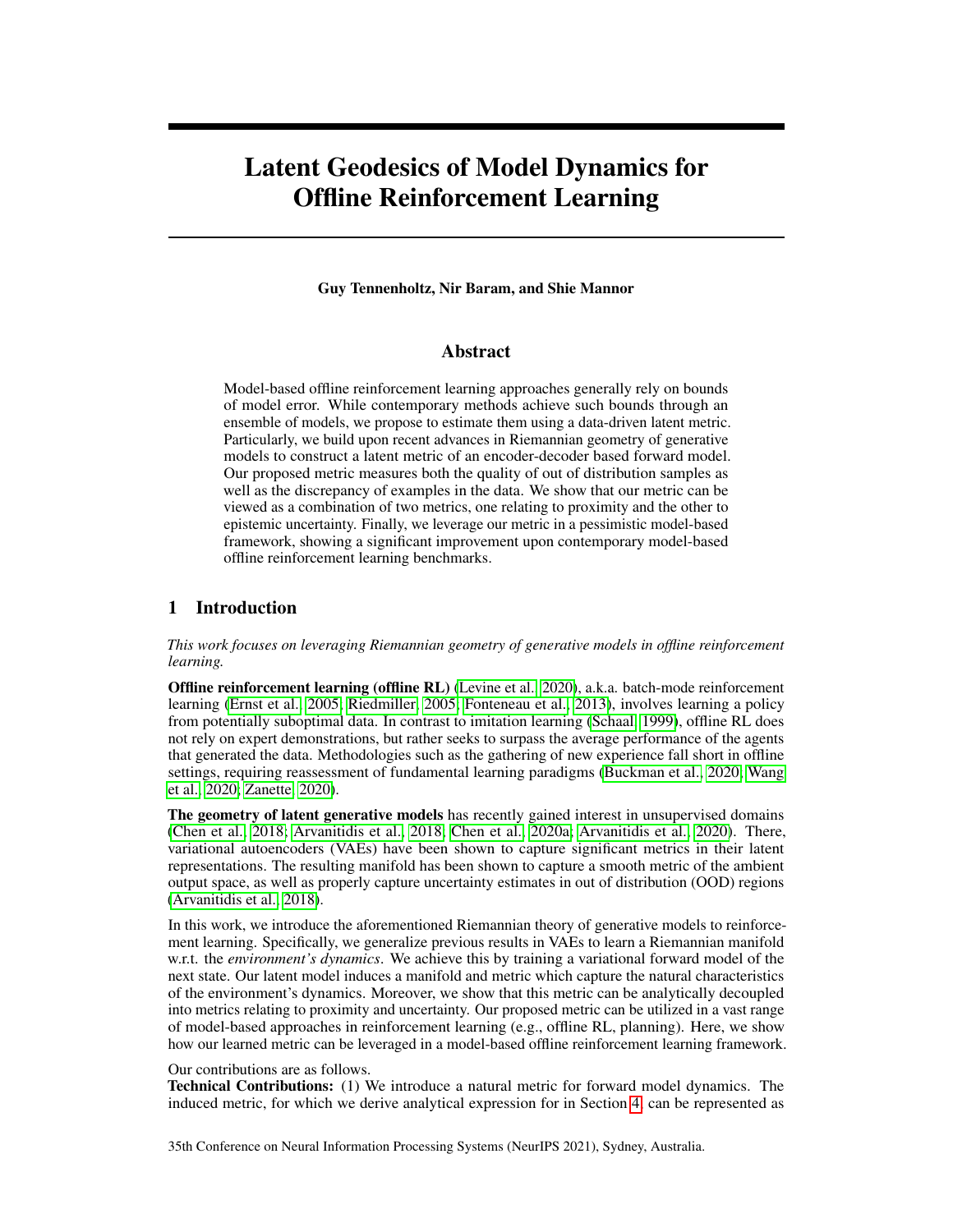# Latent Geodesics of Model Dynamics for Offline Reinforcement Learning

**Guy Tennenholtz, Nir Baram, and Shie Mannor**

## Abstract

Model-based offline reinforcement learning approaches generally rely on bounds of model error. While contemporary methods achieve such bounds through an ensemble of models, we propose to estimate them using a data-driven latent metric. Particularly, we build upon recent advances in Riemannian geometry of generative models to construct a latent metric of an encoder-decoder based forward model. Our proposed metric measures both the quality of out of distribution samples as well as the discrepancy of examples in the data. We show that our metric can be viewed as a combination of two metrics, one relating to proximity and the other to epistemic uncertainty. Finally, we leverage our metric in a pessimistic model-based framework, showing a significant improvement upon contemporary model-based offline reinforcement learning benchmarks.

## 1 Introduction

*This work focuses on leveraging Riemannian geometry of generative models in offline reinforcement learning.*

**Offline reinforcement learning (offline RL)** (Levine et al., 2020), a.k.a. batch-mode reinforcement learning (Ernst et al., 2005; Riedmiller, 2005; Fonteneau et al., 2013), involves learning a policy from potentially suboptimal data. In contrast to imitation learning (Schaal, 1999), offline RL does not rely on expert demonstrations, but rather seeks to surpass the average performance of the agents that generated the data. Methodologies such as the gathering of new experience fall short in offline settings, requiring reassessment of fundamental learning paradigms (Buckman et al., 2020; Wang et al., 2020; Zanette, 2020).

**The geometry of latent generative models** has recently gained interest in unsupervised domains (Chen et al., 2018; Arvanitidis et al., 2018; Chen et al., 2020a; Arvanitidis et al., 2020). There, variational autoencoders (VAEs) have been shown to capture significant metrics in their latent representations. The resulting manifold has been shown to capture a smooth metric of the ambient output space, as well as properly capture uncertainty estimates in out of distribution (OOD) regions (Arvanitidis et al., 2018).

In this work, we introduce the aforementioned Riemannian theory of generative models to reinforcement learning. Specifically, we generalize previous results in VAEs to learn a Riemannian manifold w.r.t. the *environment's dynamics*. We achieve this by training a variational forward model of the next state. Our latent model induces a manifold and metric which capture the natural characteristics of the environment's dynamics. Moreover, we show that this metric can be analytically decoupled into metrics relating to proximity and uncertainty. Our proposed metric can be utilized in a vast range of model-based approaches in reinforcement learning (e.g., offline RL, planning). Here, we show how our learned metric can be leveraged in a model-based offline reinforcement learning framework.

Our contributions are as follows.

**Technical Contributions:** (1) We introduce a natural metric for forward model dynamics. The induced metric, for which we derive analytical expression for in Section 4, can be represented as

35th Conference on Neural Information Processing Systems (NeurIPS 2021), Sydney, Australia.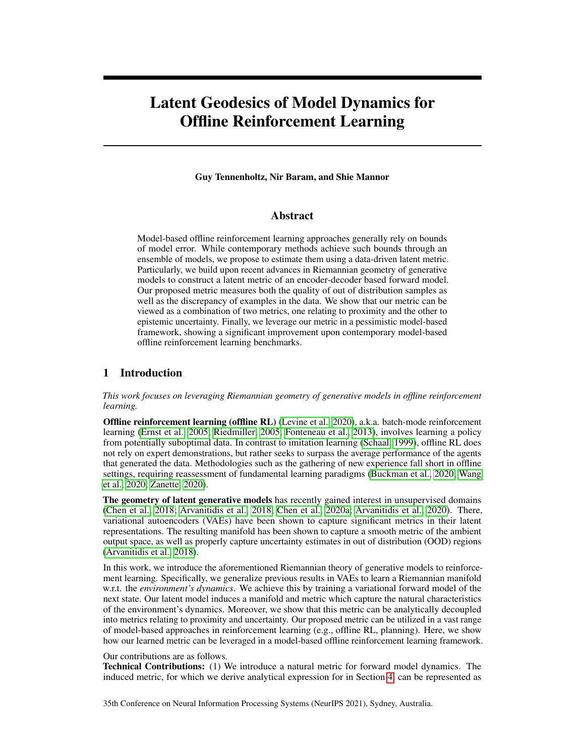# Latent Geodesics of Model Dynamics for Offline Reinforcement Learning

**Guy Tennenholtz, Nir Baram, and Shie Mannor**

## Abstract

Model-based offline reinforcement learning approaches generally rely on bounds of model error. While contemporary methods achieve such bounds through an ensemble of models, we propose to estimate them using a data-driven latent metric. Particularly, we build upon recent advances in Riemannian geometry of generative models to construct a latent metric of an encoder-decoder based forward model. Our proposed metric measures both the quality of out of distribution samples as well as the discrepancy of examples in the data. We show that our metric can be viewed as a combination of two metrics, one relating to proximity and the other to epistemic uncertainty. Finally, we leverage our metric in a pessimistic model-based framework, showing a significant improvement upon contemporary model-based offline reinforcement learning benchmarks.

## 1 Introduction

*This work focuses on leveraging Riemannian geometry of generative models in offline reinforcement learning.*

**Offline reinforcement learning (offline RL)** (Levine et al., 2020), a.k.a. batch-mode reinforcement learning (Ernst et al., 2005; Riedmiller, 2005; Fonteneau et al., 2013), involves learning a policy from potentially suboptimal data. In contrast to imitation learning (Schaal, 1999), offline RL does not rely on expert demonstrations, but rather seeks to surpass the average performance of the agents that generated the data. Methodologies such as the gathering of new experience fall short in offline settings, requiring reassessment of fundamental learning paradigms (Buckman et al., 2020; Wang et al., 2020; Zanette, 2020).

**The geometry of latent generative models** has recently gained interest in unsupervised domains (Chen et al., 2018; Arvanitidis et al., 2018; Chen et al., 2020a; Arvanitidis et al., 2020). There, variational autoencoders (VAEs) have been shown to capture significant metrics in their latent representations. The resulting manifold has been shown to capture a smooth metric of the ambient output space, as well as properly capture uncertainty estimates in out of distribution (OOD) regions (Arvanitidis et al., 2018).

In this work, we introduce the aforementioned Riemannian theory of generative models to reinforcement learning. Specifically, we generalize previous results in VAEs to learn a Riemannian manifold w.r.t. the *environment's dynamics*. We achieve this by training a variational forward model of the next state. Our latent model induces a manifold and metric which capture the natural characteristics of the environment's dynamics. Moreover, we show that this metric can be analytically decoupled into metrics relating to proximity and uncertainty. Our proposed metric can be utilized in a vast range of model-based approaches in reinforcement learning (e.g., offline RL, planning). Here, we show how our learned metric can be leveraged in a model-based offline reinforcement learning framework.

Our contributions are as follows.

**Technical Contributions:** (1) We introduce a natural metric for forward model dynamics. The induced metric, for which we derive analytical expression for in Section 4, can be represented as

35th Conference on Neural Information Processing Systems (NeurIPS 2021), Sydney, Australia.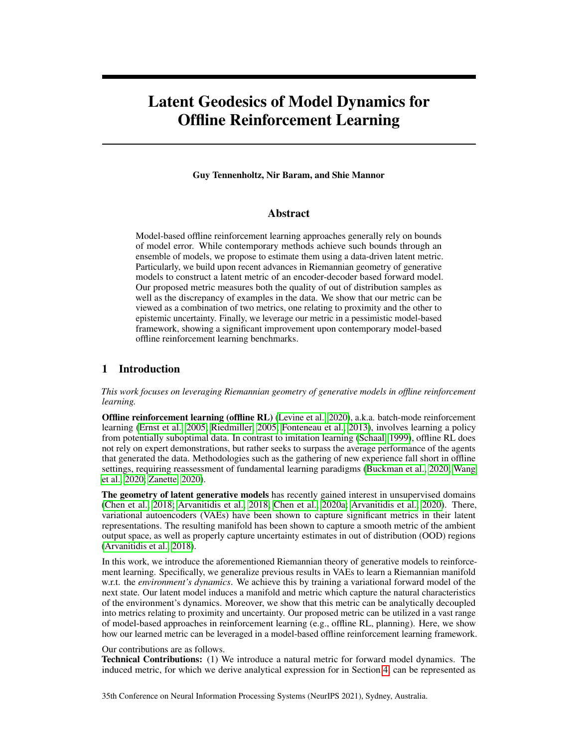# Latent Geodesics of Model Dynamics for Offline Reinforcement Learning

**Guy Tennenholtz, Nir Baram, and Shie Mannor**

## Abstract

Model-based offline reinforcement learning approaches generally rely on bounds of model error. While contemporary methods achieve such bounds through an ensemble of models, we propose to estimate them using a data-driven latent metric. Particularly, we build upon recent advances in Riemannian geometry of generative models to construct a latent metric of an encoder-decoder based forward model. Our proposed metric measures both the quality of out of distribution samples as well as the discrepancy of examples in the data. We show that our metric can be viewed as a combination of two metrics, one relating to proximity and the other to epistemic uncertainty. Finally, we leverage our metric in a pessimistic model-based framework, showing a significant improvement upon contemporary model-based offline reinforcement learning benchmarks.

## 1 Introduction

*This work focuses on leveraging Riemannian geometry of generative models in offline reinforcement learning.*

**Offline reinforcement learning (offline RL)** (Levine et al., 2020), a.k.a. batch-mode reinforcement learning (Ernst et al., 2005; Riedmiller, 2005; Fonteneau et al., 2013), involves learning a policy from potentially suboptimal data. In contrast to imitation learning (Schaal, 1999), offline RL does not rely on expert demonstrations, but rather seeks to surpass the average performance of the agents that generated the data. Methodologies such as the gathering of new experience fall short in offline settings, requiring reassessment of fundamental learning paradigms (Buckman et al., 2020; Wang et al., 2020; Zanette, 2020).

**The geometry of latent generative models** has recently gained interest in unsupervised domains (Chen et al., 2018; Arvanitidis et al., 2018; Chen et al., 2020a; Arvanitidis et al., 2020). There, variational autoencoders (VAEs) have been shown to capture significant metrics in their latent representations. The resulting manifold has been shown to capture a smooth metric of the ambient output space, as well as properly capture uncertainty estimates in out of distribution (OOD) regions (Arvanitidis et al., 2018).

In this work, we introduce the aforementioned Riemannian theory of generative models to reinforcement learning. Specifically, we generalize previous results in VAEs to learn a Riemannian manifold w.r.t. the *environment's dynamics*. We achieve this by training a variational forward model of the next state. Our latent model induces a manifold and metric which capture the natural characteristics of the environment's dynamics. Moreover, we show that this metric can be analytically decoupled into metrics relating to proximity and uncertainty. Our proposed metric can be utilized in a vast range of model-based approaches in reinforcement learning (e.g., offline RL, planning). Here, we show how our learned metric can be leveraged in a model-based offline reinforcement learning framework.

Our contributions are as follows.

**Technical Contributions:** (1) We introduce a natural metric for forward model dynamics. The induced metric, for which we derive analytical expression for in Section 4, can be represented as

35th Conference on Neural Information Processing Systems (NeurIPS 2021), Sydney, Australia.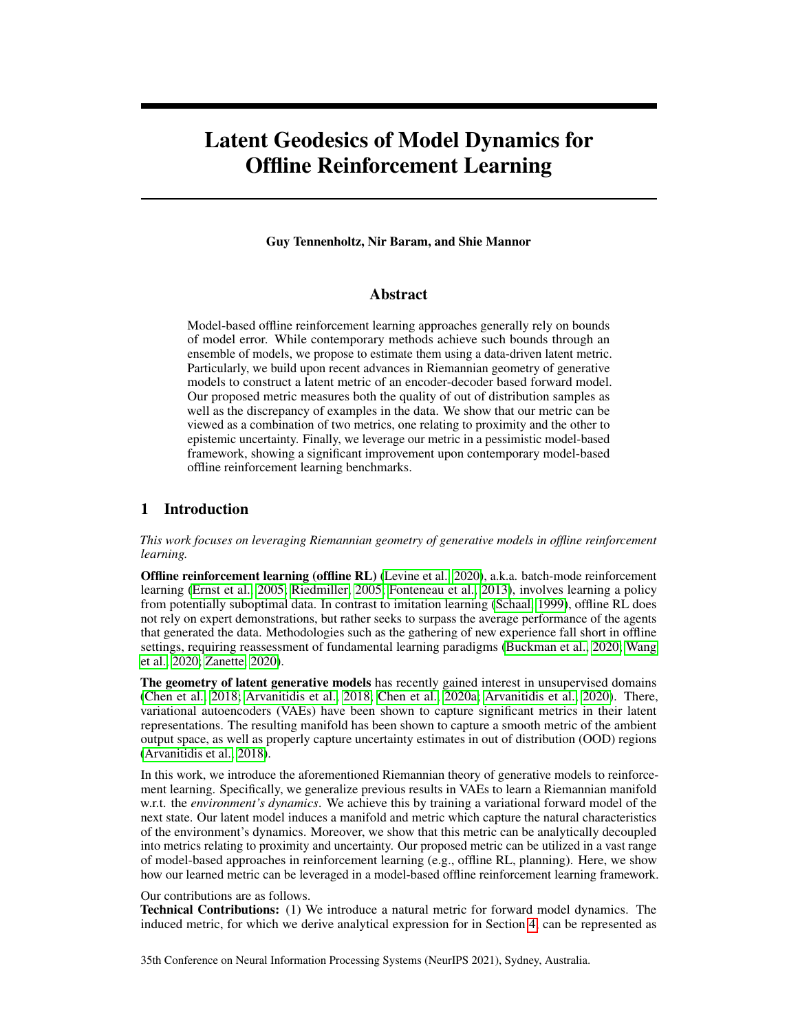# Latent Geodesics of Model Dynamics for Offline Reinforcement Learning

**Guy Tennenholtz, Nir Baram, and Shie Mannor**

## Abstract

Model-based offline reinforcement learning approaches generally rely on bounds of model error. While contemporary methods achieve such bounds through an ensemble of models, we propose to estimate them using a data-driven latent metric. Particularly, we build upon recent advances in Riemannian geometry of generative models to construct a latent metric of an encoder-decoder based forward model. Our proposed metric measures both the quality of out of distribution samples as well as the discrepancy of examples in the data. We show that our metric can be viewed as a combination of two metrics, one relating to proximity and the other to epistemic uncertainty. Finally, we leverage our metric in a pessimistic model-based framework, showing a significant improvement upon contemporary model-based offline reinforcement learning benchmarks.

## 1 Introduction

*This work focuses on leveraging Riemannian geometry of generative models in offline reinforcement learning.*

**Offline reinforcement learning (offline RL)** (Levine et al., 2020), a.k.a. batch-mode reinforcement learning (Ernst et al., 2005; Riedmiller, 2005; Fonteneau et al., 2013), involves learning a policy from potentially suboptimal data. In contrast to imitation learning (Schaal, 1999), offline RL does not rely on expert demonstrations, but rather seeks to surpass the average performance of the agents that generated the data. Methodologies such as the gathering of new experience fall short in offline settings, requiring reassessment of fundamental learning paradigms (Buckman et al., 2020; Wang et al., 2020; Zanette, 2020).

**The geometry of latent generative models** has recently gained interest in unsupervised domains (Chen et al., 2018; Arvanitidis et al., 2018; Chen et al., 2020a; Arvanitidis et al., 2020). There, variational autoencoders (VAEs) have been shown to capture significant metrics in their latent representations. The resulting manifold has been shown to capture a smooth metric of the ambient output space, as well as properly capture uncertainty estimates in out of distribution (OOD) regions (Arvanitidis et al., 2018).

In this work, we introduce the aforementioned Riemannian theory of generative models to reinforcement learning. Specifically, we generalize previous results in VAEs to learn a Riemannian manifold w.r.t. the *environment's dynamics*. We achieve this by training a variational forward model of the next state. Our latent model induces a manifold and metric which capture the natural characteristics of the environment's dynamics. Moreover, we show that this metric can be analytically decoupled into metrics relating to proximity and uncertainty. Our proposed metric can be utilized in a vast range of model-based approaches in reinforcement learning (e.g., offline RL, planning). Here, we show how our learned metric can be leveraged in a model-based offline reinforcement learning framework.

Our contributions are as follows.

**Technical Contributions:** (1) We introduce a natural metric for forward model dynamics. The induced metric, for which we derive analytical expression for in Section 4, can be represented as

35th Conference on Neural Information Processing Systems (NeurIPS 2021), Sydney, Australia.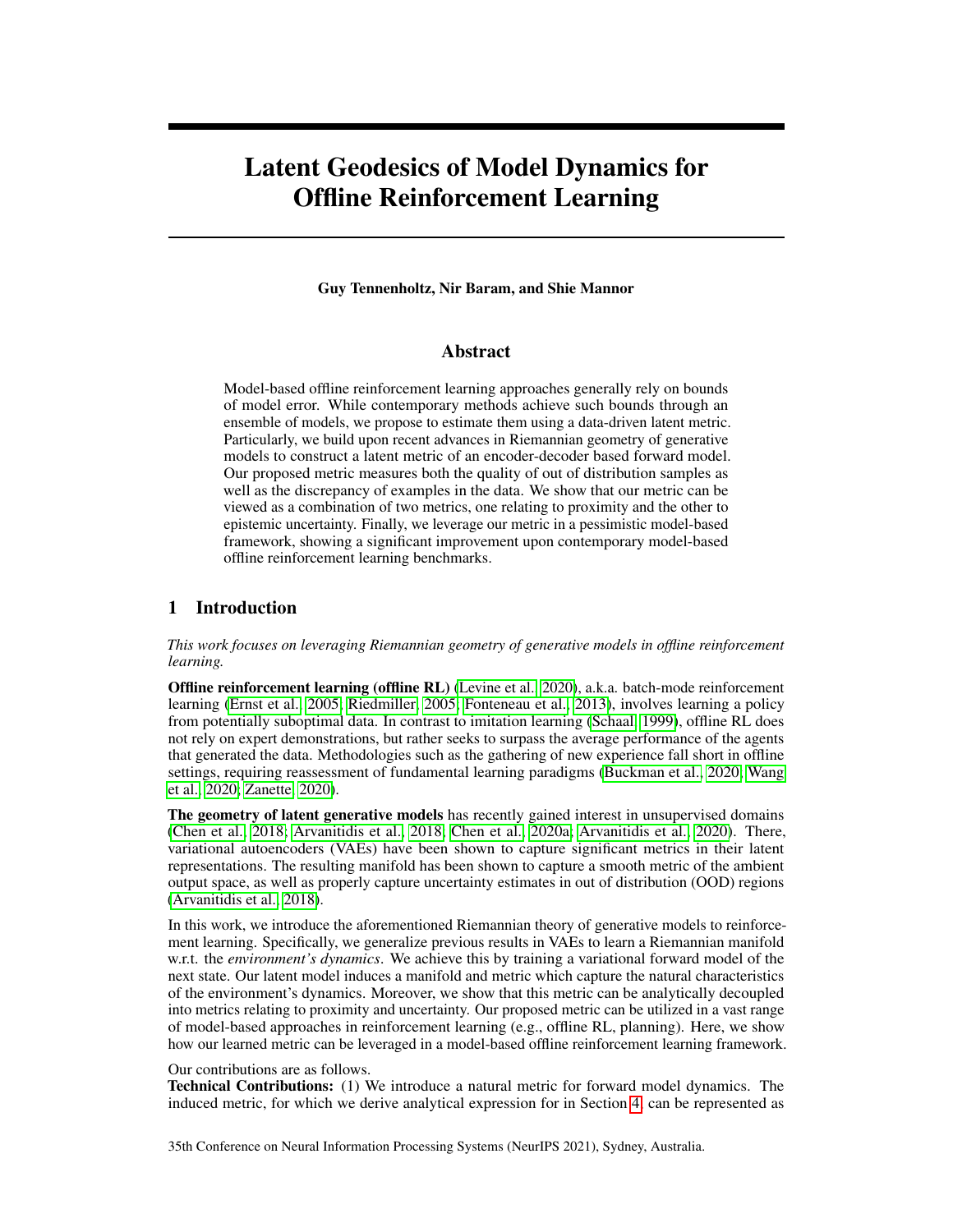# Latent Geodesics of Model Dynamics for Offline Reinforcement Learning

**Guy Tennenholtz, Nir Baram, and Shie Mannor**

## Abstract

Model-based offline reinforcement learning approaches generally rely on bounds of model error. While contemporary methods achieve such bounds through an ensemble of models, we propose to estimate them using a data-driven latent metric. Particularly, we build upon recent advances in Riemannian geometry of generative models to construct a latent metric of an encoder-decoder based forward model. Our proposed metric measures both the quality of out of distribution samples as well as the discrepancy of examples in the data. We show that our metric can be viewed as a combination of two metrics, one relating to proximity and the other to epistemic uncertainty. Finally, we leverage our metric in a pessimistic model-based framework, showing a significant improvement upon contemporary model-based offline reinforcement learning benchmarks.

## 1 Introduction

*This work focuses on leveraging Riemannian geometry of generative models in offline reinforcement learning.*

**Offline reinforcement learning (offline RL)** (Levine et al., 2020), a.k.a. batch-mode reinforcement learning (Ernst et al., 2005; Riedmiller, 2005; Fonteneau et al., 2013), involves learning a policy from potentially suboptimal data. In contrast to imitation learning (Schaal, 1999), offline RL does not rely on expert demonstrations, but rather seeks to surpass the average performance of the agents that generated the data. Methodologies such as the gathering of new experience fall short in offline settings, requiring reassessment of fundamental learning paradigms (Buckman et al., 2020; Wang et al., 2020; Zanette, 2020).

**The geometry of latent generative models** has recently gained interest in unsupervised domains (Chen et al., 2018; Arvanitidis et al., 2018; Chen et al., 2020a; Arvanitidis et al., 2020). There, variational autoencoders (VAEs) have been shown to capture significant metrics in their latent representations. The resulting manifold has been shown to capture a smooth metric of the ambient output space, as well as properly capture uncertainty estimates in out of distribution (OOD) regions (Arvanitidis et al., 2018).

In this work, we introduce the aforementioned Riemannian theory of generative models to reinforcement learning. Specifically, we generalize previous results in VAEs to learn a Riemannian manifold w.r.t. the *environment's dynamics*. We achieve this by training a variational forward model of the next state. Our latent model induces a manifold and metric which capture the natural characteristics of the environment's dynamics. Moreover, we show that this metric can be analytically decoupled into metrics relating to proximity and uncertainty. Our proposed metric can be utilized in a vast range of model-based approaches in reinforcement learning (e.g., offline RL, planning). Here, we show how our learned metric can be leveraged in a model-based offline reinforcement learning framework.

Our contributions are as follows.
**Technical Contributions:** (1) We introduce a natural metric for forward model dynamics. The induced metric, for which we derive analytical expression for in Section 4, can be represented as

35th Conference on Neural Information Processing Systems (NeurIPS 2021), Sydney, Australia.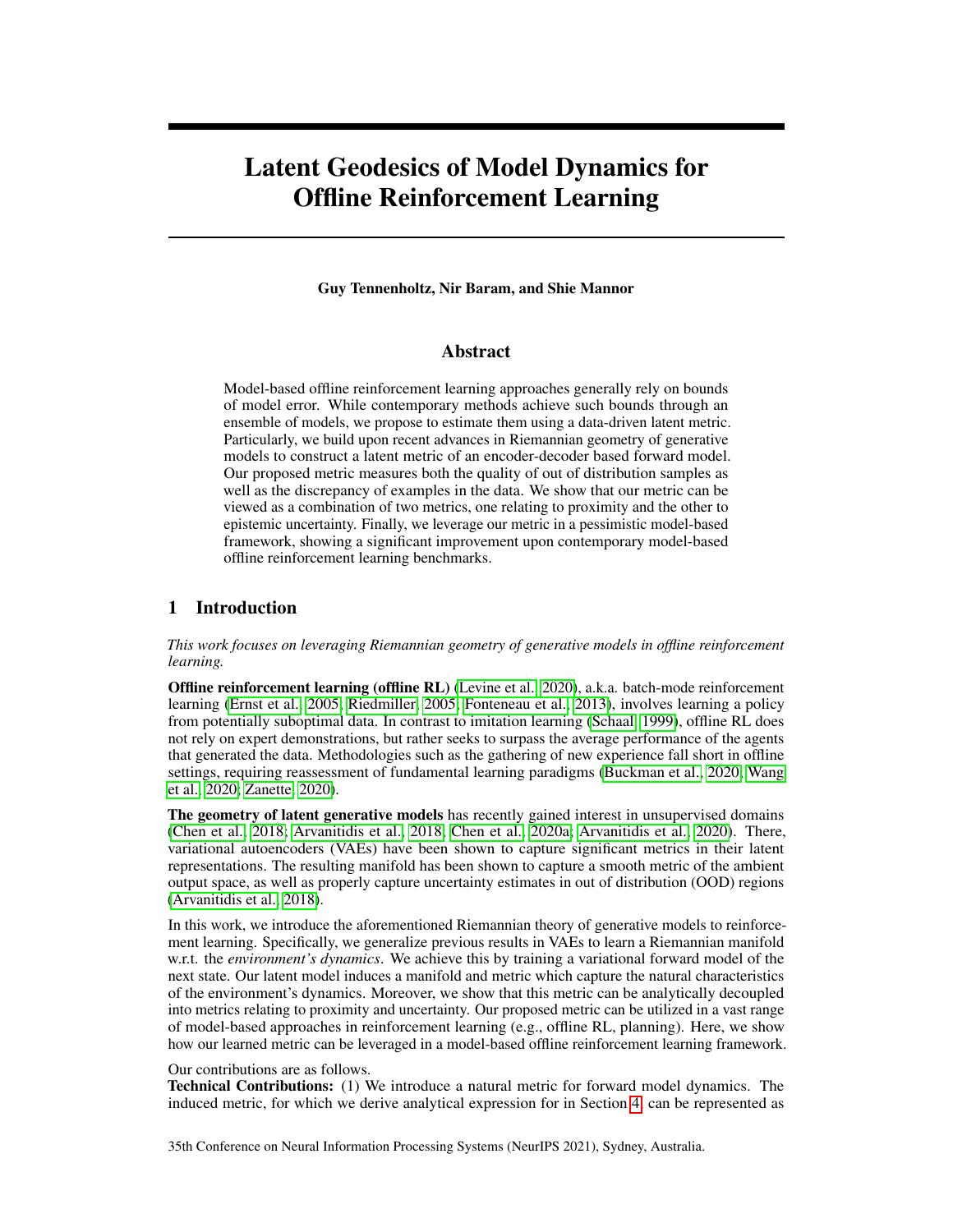# Latent Geodesics of Model Dynamics for Offline Reinforcement Learning

**Guy Tennenholtz, Nir Baram, and Shie Mannor**

## Abstract

Model-based offline reinforcement learning approaches generally rely on bounds of model error. While contemporary methods achieve such bounds through an ensemble of models, we propose to estimate them using a data-driven latent metric. Particularly, we build upon recent advances in Riemannian geometry of generative models to construct a latent metric of an encoder-decoder based forward model. Our proposed metric measures both the quality of out of distribution samples as well as the discrepancy of examples in the data. We show that our metric can be viewed as a combination of two metrics, one relating to proximity and the other to epistemic uncertainty. Finally, we leverage our metric in a pessimistic model-based framework, showing a significant improvement upon contemporary model-based offline reinforcement learning benchmarks.

## 1 Introduction

*This work focuses on leveraging Riemannian geometry of generative models in offline reinforcement learning.*

**Offline reinforcement learning (offline RL)** (Levine et al., 2020), a.k.a. batch-mode reinforcement learning (Ernst et al., 2005; Riedmiller, 2005; Fonteneau et al., 2013), involves learning a policy from potentially suboptimal data. In contrast to imitation learning (Schaal, 1999), offline RL does not rely on expert demonstrations, but rather seeks to surpass the average performance of the agents that generated the data. Methodologies such as the gathering of new experience fall short in offline settings, requiring reassessment of fundamental learning paradigms (Buckman et al., 2020; Wang et al., 2020; Zanette, 2020).

**The geometry of latent generative models** has recently gained interest in unsupervised domains (Chen et al., 2018; Arvanitidis et al., 2018; Chen et al., 2020a; Arvanitidis et al., 2020). There, variational autoencoders (VAEs) have been shown to capture significant metrics in their latent representations. The resulting manifold has been shown to capture a smooth metric of the ambient output space, as well as properly capture uncertainty estimates in out of distribution (OOD) regions (Arvanitidis et al., 2018).

In this work, we introduce the aforementioned Riemannian theory of generative models to reinforcement learning. Specifically, we generalize previous results in VAEs to learn a Riemannian manifold w.r.t. the *environment's dynamics*. We achieve this by training a variational forward model of the next state. Our latent model induces a manifold and metric which capture the natural characteristics of the environment's dynamics. Moreover, we show that this metric can be analytically decoupled into metrics relating to proximity and uncertainty. Our proposed metric can be utilized in a vast range of model-based approaches in reinforcement learning (e.g., offline RL, planning). Here, we show how our learned metric can be leveraged in a model-based offline reinforcement learning framework.

Our contributions are as follows.

**Technical Contributions:** (1) We introduce a natural metric for forward model dynamics. The induced metric, for which we derive analytical expression for in Section 4, can be represented as

35th Conference on Neural Information Processing Systems (NeurIPS 2021), Sydney, Australia.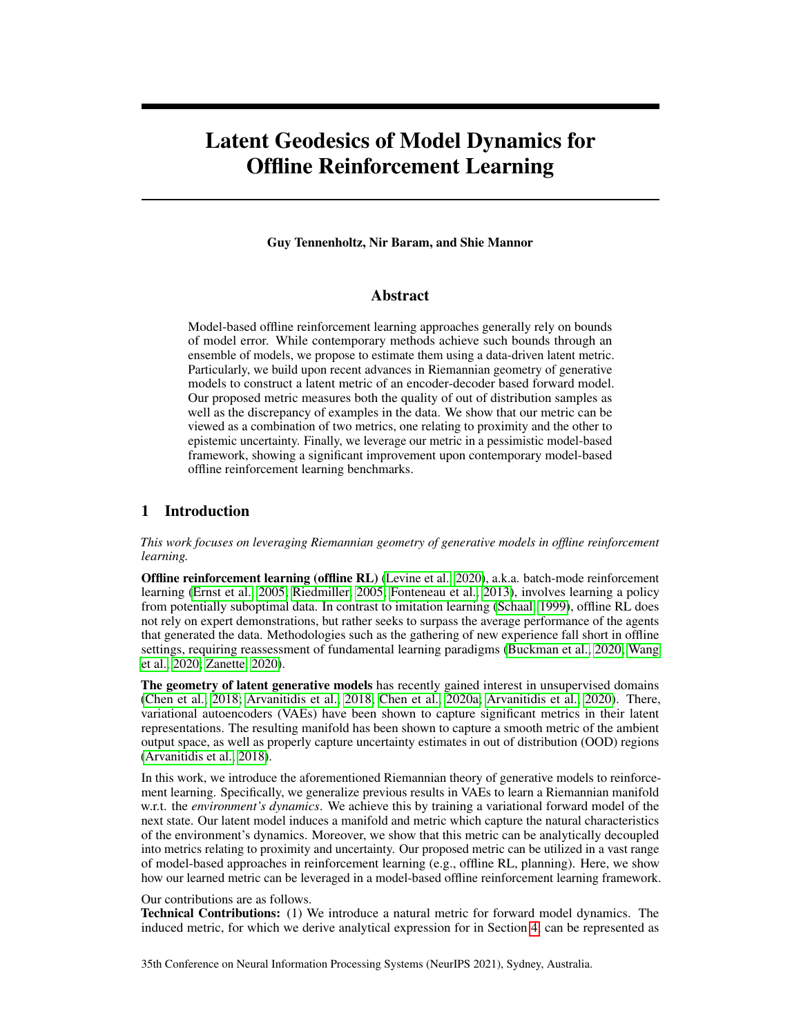# Latent Geodesics of Model Dynamics for Offline Reinforcement Learning

**Guy Tennenholtz, Nir Baram, and Shie Mannor**

## Abstract

Model-based offline reinforcement learning approaches generally rely on bounds of model error. While contemporary methods achieve such bounds through an ensemble of models, we propose to estimate them using a data-driven latent metric. Particularly, we build upon recent advances in Riemannian geometry of generative models to construct a latent metric of an encoder-decoder based forward model. Our proposed metric measures both the quality of out of distribution samples as well as the discrepancy of examples in the data. We show that our metric can be viewed as a combination of two metrics, one relating to proximity and the other to epistemic uncertainty. Finally, we leverage our metric in a pessimistic model-based framework, showing a significant improvement upon contemporary model-based offline reinforcement learning benchmarks.

## 1 Introduction

*This work focuses on leveraging Riemannian geometry of generative models in offline reinforcement learning.*

**Offline reinforcement learning (offline RL)** (Levine et al., 2020), a.k.a. batch-mode reinforcement learning (Ernst et al., 2005; Riedmiller, 2005; Fonteneau et al., 2013), involves learning a policy from potentially suboptimal data. In contrast to imitation learning (Schaal, 1999), offline RL does not rely on expert demonstrations, but rather seeks to surpass the average performance of the agents that generated the data. Methodologies such as the gathering of new experience fall short in offline settings, requiring reassessment of fundamental learning paradigms (Buckman et al., 2020; Wang et al., 2020; Zanette, 2020).

**The geometry of latent generative models** has recently gained interest in unsupervised domains (Chen et al., 2018; Arvanitidis et al., 2018; Chen et al., 2020a; Arvanitidis et al., 2020). There, variational autoencoders (VAEs) have been shown to capture significant metrics in their latent representations. The resulting manifold has been shown to capture a smooth metric of the ambient output space, as well as properly capture uncertainty estimates in out of distribution (OOD) regions (Arvanitidis et al., 2018).

In this work, we introduce the aforementioned Riemannian theory of generative models to reinforcement learning. Specifically, we generalize previous results in VAEs to learn a Riemannian manifold w.r.t. the *environment's dynamics*. We achieve this by training a variational forward model of the next state. Our latent model induces a manifold and metric which capture the natural characteristics of the environment's dynamics. Moreover, we show that this metric can be analytically decoupled into metrics relating to proximity and uncertainty. Our proposed metric can be utilized in a vast range of model-based approaches in reinforcement learning (e.g., offline RL, planning). Here, we show how our learned metric can be leveraged in a model-based offline reinforcement learning framework.

Our contributions are as follows.
**Technical Contributions:** (1) We introduce a natural metric for forward model dynamics. The induced metric, for which we derive analytical expression for in Section 4, can be represented as

35th Conference on Neural Information Processing Systems (NeurIPS 2021), Sydney, Australia.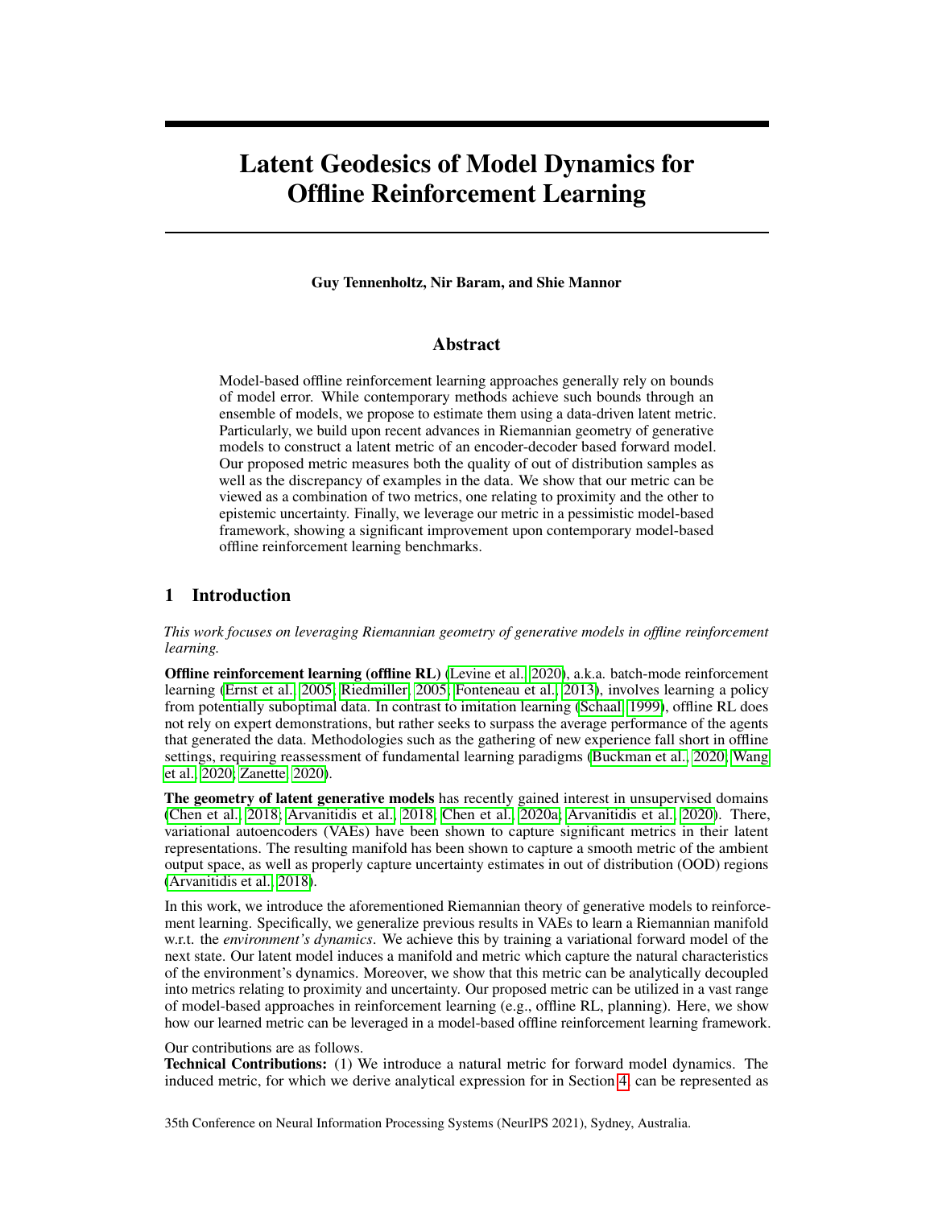# Latent Geodesics of Model Dynamics for Offline Reinforcement Learning

**Guy Tennenholtz, Nir Baram, and Shie Mannor**

## Abstract

Model-based offline reinforcement learning approaches generally rely on bounds of model error. While contemporary methods achieve such bounds through an ensemble of models, we propose to estimate them using a data-driven latent metric. Particularly, we build upon recent advances in Riemannian geometry of generative models to construct a latent metric of an encoder-decoder based forward model. Our proposed metric measures both the quality of out of distribution samples as well as the discrepancy of examples in the data. We show that our metric can be viewed as a combination of two metrics, one relating to proximity and the other to epistemic uncertainty. Finally, we leverage our metric in a pessimistic model-based framework, showing a significant improvement upon contemporary model-based offline reinforcement learning benchmarks.

## 1 Introduction

*This work focuses on leveraging Riemannian geometry of generative models in offline reinforcement learning.*

**Offline reinforcement learning (offline RL)** (Levine et al., 2020), a.k.a. batch-mode reinforcement learning (Ernst et al., 2005; Riedmiller, 2005; Fonteneau et al., 2013), involves learning a policy from potentially suboptimal data. In contrast to imitation learning (Schaal, 1999), offline RL does not rely on expert demonstrations, but rather seeks to surpass the average performance of the agents that generated the data. Methodologies such as the gathering of new experience fall short in offline settings, requiring reassessment of fundamental learning paradigms (Buckman et al., 2020; Wang et al., 2020; Zanette, 2020).

**The geometry of latent generative models** has recently gained interest in unsupervised domains (Chen et al., 2018; Arvanitidis et al., 2018; Chen et al., 2020a; Arvanitidis et al., 2020). There, variational autoencoders (VAEs) have been shown to capture significant metrics in their latent representations. The resulting manifold has been shown to capture a smooth metric of the ambient output space, as well as properly capture uncertainty estimates in out of distribution (OOD) regions (Arvanitidis et al., 2018).

In this work, we introduce the aforementioned Riemannian theory of generative models to reinforcement learning. Specifically, we generalize previous results in VAEs to learn a Riemannian manifold w.r.t. the *environment's dynamics*. We achieve this by training a variational forward model of the next state. Our latent model induces a manifold and metric which capture the natural characteristics of the environment's dynamics. Moreover, we show that this metric can be analytically decoupled into metrics relating to proximity and uncertainty. Our proposed metric can be utilized in a vast range of model-based approaches in reinforcement learning (e.g., offline RL, planning). Here, we show how our learned metric can be leveraged in a model-based offline reinforcement learning framework.

Our contributions are as follows.

**Technical Contributions:** (1) We introduce a natural metric for forward model dynamics. The induced metric, for which we derive analytical expression for in Section 4, can be represented as

35th Conference on Neural Information Processing Systems (NeurIPS 2021), Sydney, Australia.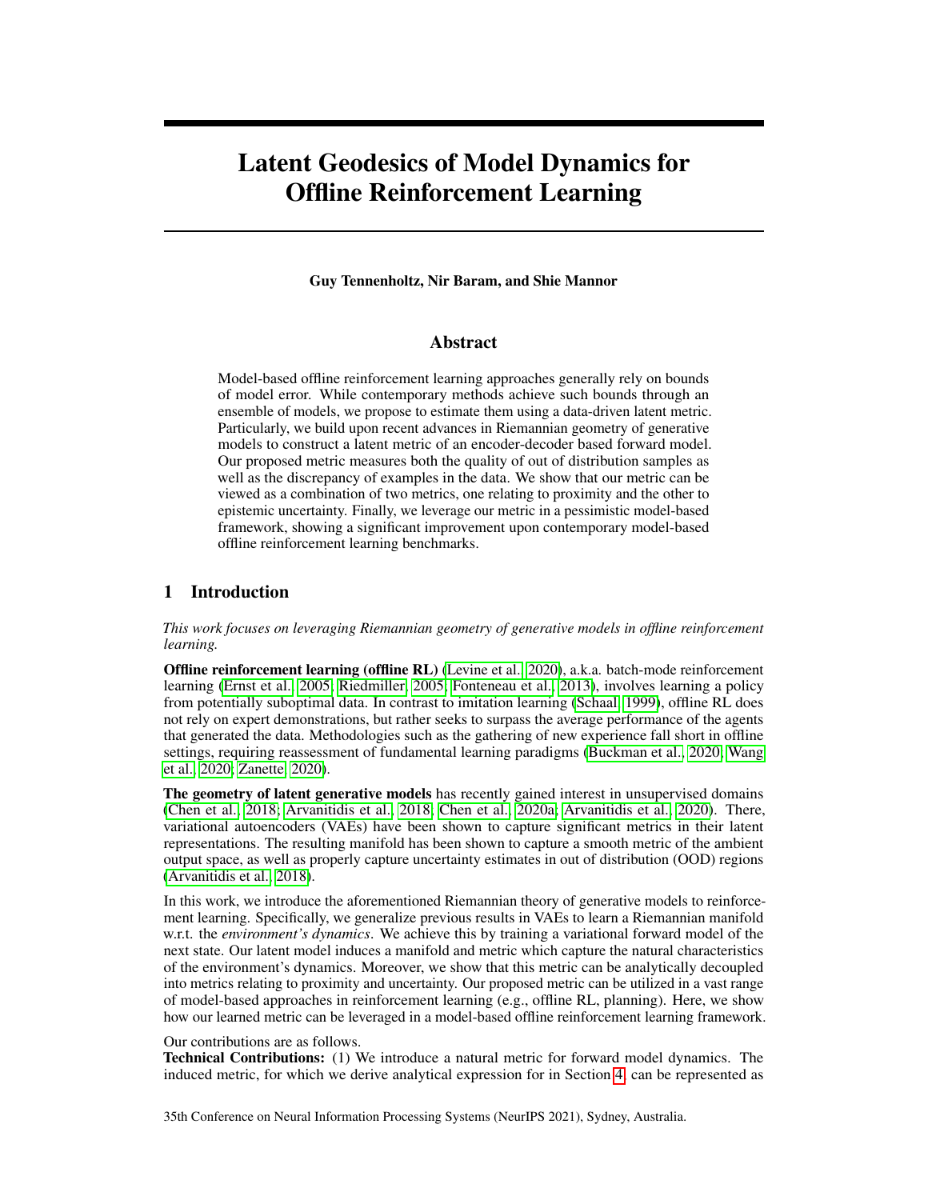# Latent Geodesics of Model Dynamics for Offline Reinforcement Learning

**Guy Tennenholtz, Nir Baram, and Shie Mannor**

## Abstract

Model-based offline reinforcement learning approaches generally rely on bounds of model error. While contemporary methods achieve such bounds through an ensemble of models, we propose to estimate them using a data-driven latent metric. Particularly, we build upon recent advances in Riemannian geometry of generative models to construct a latent metric of an encoder-decoder based forward model. Our proposed metric measures both the quality of out of distribution samples as well as the discrepancy of examples in the data. We show that our metric can be viewed as a combination of two metrics, one relating to proximity and the other to epistemic uncertainty. Finally, we leverage our metric in a pessimistic model-based framework, showing a significant improvement upon contemporary model-based offline reinforcement learning benchmarks.

## 1 Introduction

*This work focuses on leveraging Riemannian geometry of generative models in offline reinforcement learning.*

**Offline reinforcement learning (offline RL)** (Levine et al., 2020), a.k.a. batch-mode reinforcement learning (Ernst et al., 2005; Riedmiller, 2005; Fonteneau et al., 2013), involves learning a policy from potentially suboptimal data. In contrast to imitation learning (Schaal, 1999), offline RL does not rely on expert demonstrations, but rather seeks to surpass the average performance of the agents that generated the data. Methodologies such as the gathering of new experience fall short in offline settings, requiring reassessment of fundamental learning paradigms (Buckman et al., 2020; Wang et al., 2020; Zanette, 2020).

**The geometry of latent generative models** has recently gained interest in unsupervised domains (Chen et al., 2018; Arvanitidis et al., 2018; Chen et al., 2020a; Arvanitidis et al., 2020). There, variational autoencoders (VAEs) have been shown to capture significant metrics in their latent representations. The resulting manifold has been shown to capture a smooth metric of the ambient output space, as well as properly capture uncertainty estimates in out of distribution (OOD) regions (Arvanitidis et al., 2018).

In this work, we introduce the aforementioned Riemannian theory of generative models to reinforcement learning. Specifically, we generalize previous results in VAEs to learn a Riemannian manifold w.r.t. the *environment's dynamics*. We achieve this by training a variational forward model of the next state. Our latent model induces a manifold and metric which capture the natural characteristics of the environment's dynamics. Moreover, we show that this metric can be analytically decoupled into metrics relating to proximity and uncertainty. Our proposed metric can be utilized in a vast range of model-based approaches in reinforcement learning (e.g., offline RL, planning). Here, we show how our learned metric can be leveraged in a model-based offline reinforcement learning framework.

Our contributions are as follows.

**Technical Contributions:** (1) We introduce a natural metric for forward model dynamics. The induced metric, for which we derive analytical expression for in Section 4, can be represented as

35th Conference on Neural Information Processing Systems (NeurIPS 2021), Sydney, Australia.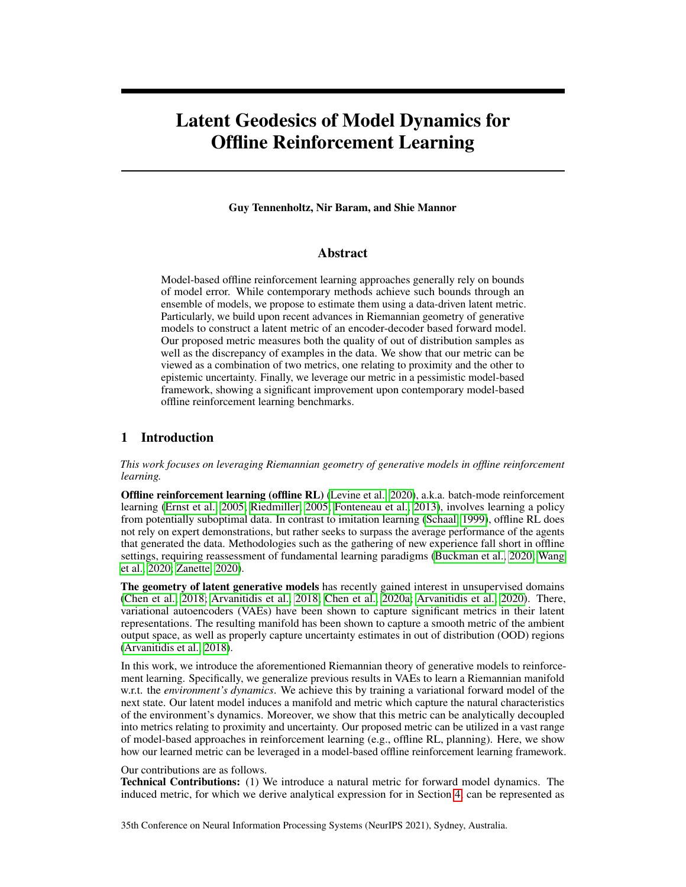# Latent Geodesics of Model Dynamics for Offline Reinforcement Learning

**Guy Tennenholtz, Nir Baram, and Shie Mannor**

## Abstract

Model-based offline reinforcement learning approaches generally rely on bounds of model error. While contemporary methods achieve such bounds through an ensemble of models, we propose to estimate them using a data-driven latent metric. Particularly, we build upon recent advances in Riemannian geometry of generative models to construct a latent metric of an encoder-decoder based forward model. Our proposed metric measures both the quality of out of distribution samples as well as the discrepancy of examples in the data. We show that our metric can be viewed as a combination of two metrics, one relating to proximity and the other to epistemic uncertainty. Finally, we leverage our metric in a pessimistic model-based framework, showing a significant improvement upon contemporary model-based offline reinforcement learning benchmarks.

## 1 Introduction

*This work focuses on leveraging Riemannian geometry of generative models in offline reinforcement learning.*

**Offline reinforcement learning (offline RL)** (Levine et al., 2020), a.k.a. batch-mode reinforcement learning (Ernst et al., 2005; Riedmiller, 2005; Fonteneau et al., 2013), involves learning a policy from potentially suboptimal data. In contrast to imitation learning (Schaal, 1999), offline RL does not rely on expert demonstrations, but rather seeks to surpass the average performance of the agents that generated the data. Methodologies such as the gathering of new experience fall short in offline settings, requiring reassessment of fundamental learning paradigms (Buckman et al., 2020; Wang et al., 2020; Zanette, 2020).

**The geometry of latent generative models** has recently gained interest in unsupervised domains (Chen et al., 2018; Arvanitidis et al., 2018; Chen et al., 2020a; Arvanitidis et al., 2020). There, variational autoencoders (VAEs) have been shown to capture significant metrics in their latent representations. The resulting manifold has been shown to capture a smooth metric of the ambient output space, as well as properly capture uncertainty estimates in out of distribution (OOD) regions (Arvanitidis et al., 2018).

In this work, we introduce the aforementioned Riemannian theory of generative models to reinforcement learning. Specifically, we generalize previous results in VAEs to learn a Riemannian manifold w.r.t. the *environment's dynamics*. We achieve this by training a variational forward model of the next state. Our latent model induces a manifold and metric which capture the natural characteristics of the environment's dynamics. Moreover, we show that this metric can be analytically decoupled into metrics relating to proximity and uncertainty. Our proposed metric can be utilized in a vast range of model-based approaches in reinforcement learning (e.g., offline RL, planning). Here, we show how our learned metric can be leveraged in a model-based offline reinforcement learning framework.

Our contributions are as follows.

**Technical Contributions:** (1) We introduce a natural metric for forward model dynamics. The induced metric, for which we derive analytical expression for in Section 4, can be represented as

35th Conference on Neural Information Processing Systems (NeurIPS 2021), Sydney, Australia.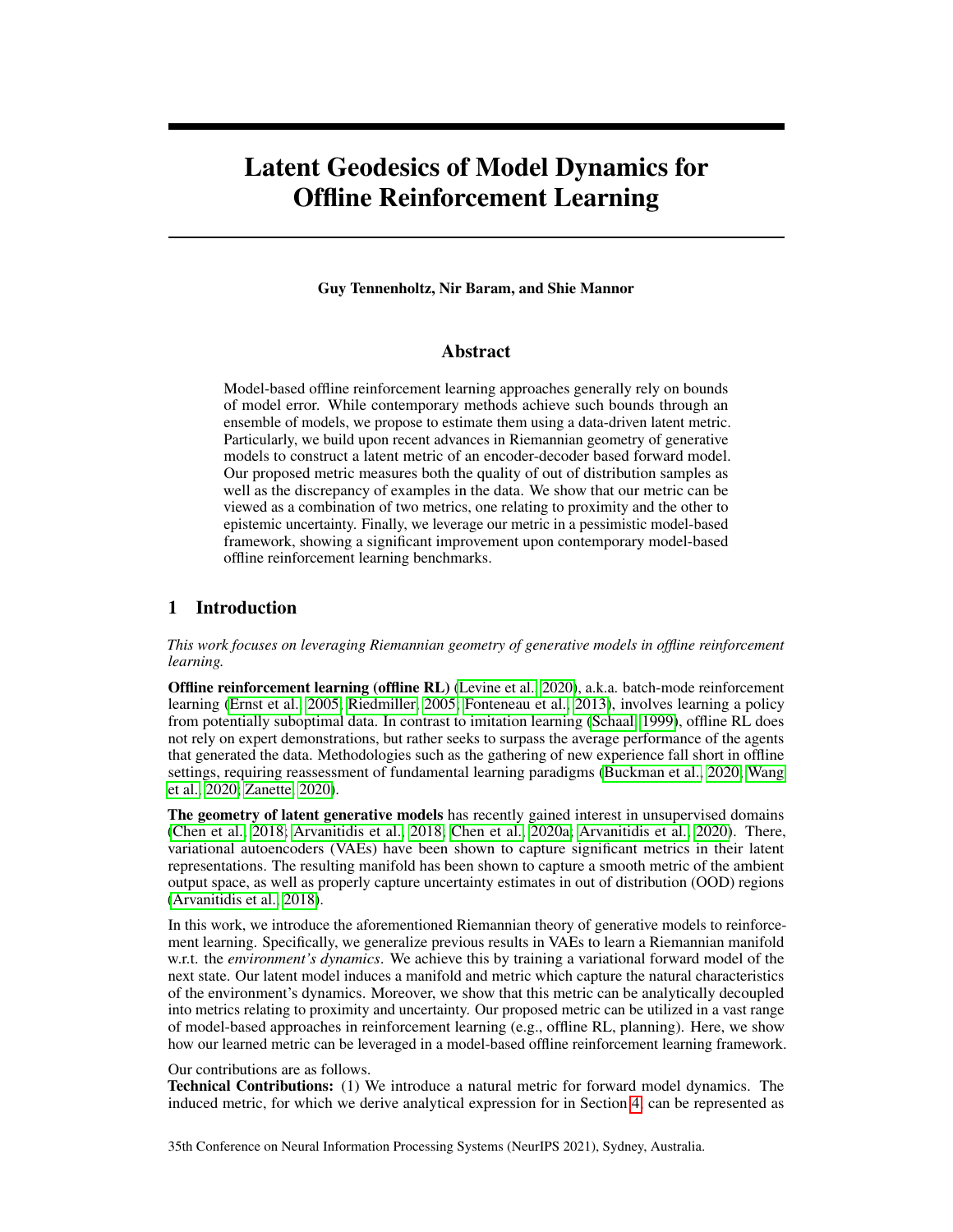# Latent Geodesics of Model Dynamics for Offline Reinforcement Learning

**Guy Tennenholtz, Nir Baram, and Shie Mannor**

## Abstract

Model-based offline reinforcement learning approaches generally rely on bounds of model error. While contemporary methods achieve such bounds through an ensemble of models, we propose to estimate them using a data-driven latent metric. Particularly, we build upon recent advances in Riemannian geometry of generative models to construct a latent metric of an encoder-decoder based forward model. Our proposed metric measures both the quality of out of distribution samples as well as the discrepancy of examples in the data. We show that our metric can be viewed as a combination of two metrics, one relating to proximity and the other to epistemic uncertainty. Finally, we leverage our metric in a pessimistic model-based framework, showing a significant improvement upon contemporary model-based offline reinforcement learning benchmarks.

## 1 Introduction

*This work focuses on leveraging Riemannian geometry of generative models in offline reinforcement learning.*

**Offline reinforcement learning (offline RL)** (Levine et al., 2020), a.k.a. batch-mode reinforcement learning (Ernst et al., 2005; Riedmiller, 2005; Fonteneau et al., 2013), involves learning a policy from potentially suboptimal data. In contrast to imitation learning (Schaal, 1999), offline RL does not rely on expert demonstrations, but rather seeks to surpass the average performance of the agents that generated the data. Methodologies such as the gathering of new experience fall short in offline settings, requiring reassessment of fundamental learning paradigms (Buckman et al., 2020; Wang et al., 2020; Zanette, 2020).

**The geometry of latent generative models** has recently gained interest in unsupervised domains (Chen et al., 2018; Arvanitidis et al., 2018; Chen et al., 2020a; Arvanitidis et al., 2020). There, variational autoencoders (VAEs) have been shown to capture significant metrics in their latent representations. The resulting manifold has been shown to capture a smooth metric of the ambient output space, as well as properly capture uncertainty estimates in out of distribution (OOD) regions (Arvanitidis et al., 2018).

In this work, we introduce the aforementioned Riemannian theory of generative models to reinforcement learning. Specifically, we generalize previous results in VAEs to learn a Riemannian manifold w.r.t. the *environment's dynamics*. We achieve this by training a variational forward model of the next state. Our latent model induces a manifold and metric which capture the natural characteristics of the environment's dynamics. Moreover, we show that this metric can be analytically decoupled into metrics relating to proximity and uncertainty. Our proposed metric can be utilized in a vast range of model-based approaches in reinforcement learning (e.g., offline RL, planning). Here, we show how our learned metric can be leveraged in a model-based offline reinforcement learning framework.

Our contributions are as follows.

**Technical Contributions:** (1) We introduce a natural metric for forward model dynamics. The induced metric, for which we derive analytical expression for in Section 4, can be represented as

35th Conference on Neural Information Processing Systems (NeurIPS 2021), Sydney, Australia.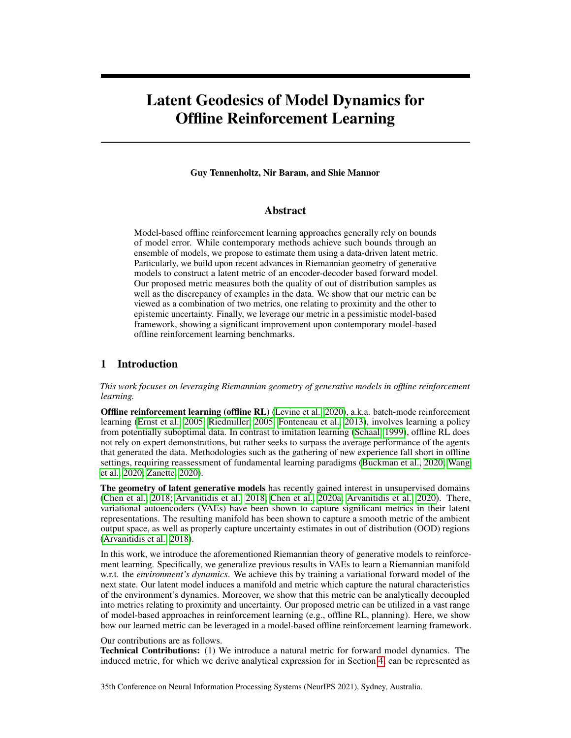# Latent Geodesics of Model Dynamics for Offline Reinforcement Learning

**Guy Tennenholtz, Nir Baram, and Shie Mannor**

## Abstract

Model-based offline reinforcement learning approaches generally rely on bounds of model error. While contemporary methods achieve such bounds through an ensemble of models, we propose to estimate them using a data-driven latent metric. Particularly, we build upon recent advances in Riemannian geometry of generative models to construct a latent metric of an encoder-decoder based forward model. Our proposed metric measures both the quality of out of distribution samples as well as the discrepancy of examples in the data. We show that our metric can be viewed as a combination of two metrics, one relating to proximity and the other to epistemic uncertainty. Finally, we leverage our metric in a pessimistic model-based framework, showing a significant improvement upon contemporary model-based offline reinforcement learning benchmarks.

## 1 Introduction

*This work focuses on leveraging Riemannian geometry of generative models in offline reinforcement learning.*

**Offline reinforcement learning (offline RL)** (Levine et al., 2020), a.k.a. batch-mode reinforcement learning (Ernst et al., 2005; Riedmiller, 2005; Fonteneau et al., 2013), involves learning a policy from potentially suboptimal data. In contrast to imitation learning (Schaal, 1999), offline RL does not rely on expert demonstrations, but rather seeks to surpass the average performance of the agents that generated the data. Methodologies such as the gathering of new experience fall short in offline settings, requiring reassessment of fundamental learning paradigms (Buckman et al., 2020; Wang et al., 2020; Zanette, 2020).

**The geometry of latent generative models** has recently gained interest in unsupervised domains (Chen et al., 2018; Arvanitidis et al., 2018; Chen et al., 2020a; Arvanitidis et al., 2020). There, variational autoencoders (VAEs) have been shown to capture significant metrics in their latent representations. The resulting manifold has been shown to capture a smooth metric of the ambient output space, as well as properly capture uncertainty estimates in out of distribution (OOD) regions (Arvanitidis et al., 2018).

In this work, we introduce the aforementioned Riemannian theory of generative models to reinforcement learning. Specifically, we generalize previous results in VAEs to learn a Riemannian manifold w.r.t. the *environment's dynamics*. We achieve this by training a variational forward model of the next state. Our latent model induces a manifold and metric which capture the natural characteristics of the environment's dynamics. Moreover, we show that this metric can be analytically decoupled into metrics relating to proximity and uncertainty. Our proposed metric can be utilized in a vast range of model-based approaches in reinforcement learning (e.g., offline RL, planning). Here, we show how our learned metric can be leveraged in a model-based offline reinforcement learning framework.

Our contributions are as follows.

**Technical Contributions:** (1) We introduce a natural metric for forward model dynamics. The induced metric, for which we derive analytical expression for in Section 4, can be represented as

35th Conference on Neural Information Processing Systems (NeurIPS 2021), Sydney, Australia.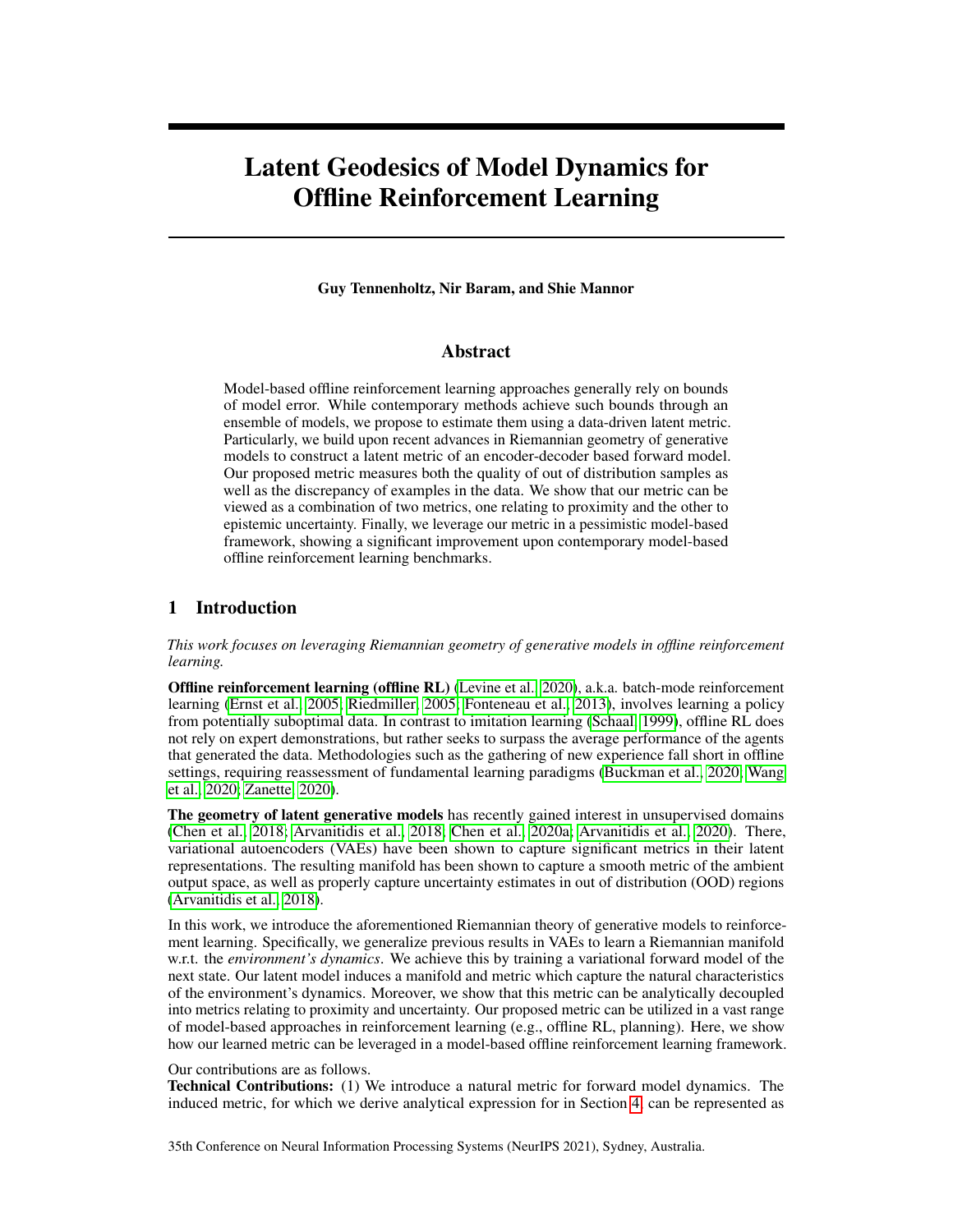# Latent Geodesics of Model Dynamics for Offline Reinforcement Learning

**Guy Tennenholtz, Nir Baram, and Shie Mannor**

## Abstract

Model-based offline reinforcement learning approaches generally rely on bounds of model error. While contemporary methods achieve such bounds through an ensemble of models, we propose to estimate them using a data-driven latent metric. Particularly, we build upon recent advances in Riemannian geometry of generative models to construct a latent metric of an encoder-decoder based forward model. Our proposed metric measures both the quality of out of distribution samples as well as the discrepancy of examples in the data. We show that our metric can be viewed as a combination of two metrics, one relating to proximity and the other to epistemic uncertainty. Finally, we leverage our metric in a pessimistic model-based framework, showing a significant improvement upon contemporary model-based offline reinforcement learning benchmarks.

## 1 Introduction

*This work focuses on leveraging Riemannian geometry of generative models in offline reinforcement learning.*

**Offline reinforcement learning (offline RL)** (Levine et al., 2020), a.k.a. batch-mode reinforcement learning (Ernst et al., 2005; Riedmiller, 2005; Fonteneau et al., 2013), involves learning a policy from potentially suboptimal data. In contrast to imitation learning (Schaal, 1999), offline RL does not rely on expert demonstrations, but rather seeks to surpass the average performance of the agents that generated the data. Methodologies such as the gathering of new experience fall short in offline settings, requiring reassessment of fundamental learning paradigms (Buckman et al., 2020; Wang et al., 2020; Zanette, 2020).

**The geometry of latent generative models** has recently gained interest in unsupervised domains (Chen et al., 2018; Arvanitidis et al., 2018; Chen et al., 2020a; Arvanitidis et al., 2020). There, variational autoencoders (VAEs) have been shown to capture significant metrics in their latent representations. The resulting manifold has been shown to capture a smooth metric of the ambient output space, as well as properly capture uncertainty estimates in out of distribution (OOD) regions (Arvanitidis et al., 2018).

In this work, we introduce the aforementioned Riemannian theory of generative models to reinforcement learning. Specifically, we generalize previous results in VAEs to learn a Riemannian manifold w.r.t. the *environment's dynamics*. We achieve this by training a variational forward model of the next state. Our latent model induces a manifold and metric which capture the natural characteristics of the environment's dynamics. Moreover, we show that this metric can be analytically decoupled into metrics relating to proximity and uncertainty. Our proposed metric can be utilized in a vast range of model-based approaches in reinforcement learning (e.g., offline RL, planning). Here, we show how our learned metric can be leveraged in a model-based offline reinforcement learning framework.

Our contributions are as follows.

**Technical Contributions:** (1) We introduce a natural metric for forward model dynamics. The induced metric, for which we derive analytical expression for in Section 4, can be represented as

35th Conference on Neural Information Processing Systems (NeurIPS 2021), Sydney, Australia.